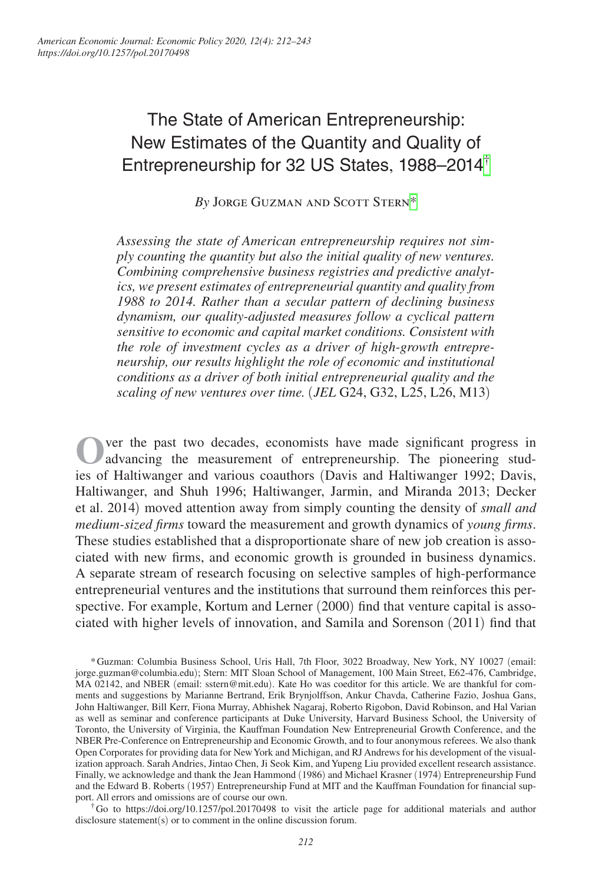# The State of American Entrepreneurship: New Estimates of the Quantity and Quality of Entrepreneurship for 32 US States, 1988–2014[†]

*By* Jorge Guzman and Scott Stern[*]

*Assessing the state of American entrepreneurship requires not simply counting the quantity but also the initial quality of new ventures. Combining comprehensive business registries and predictive analytics, we present estimates of entrepreneurial quantity and quality from 1988 to 2014. Rather than a secular pattern of declining business dynamism, our quality-adjusted measures follow a cyclical pattern sensitive to economic and capital market conditions. Consistent with the role of investment cycles as a driver of high-growth entrepreneurship, our results highlight the role of economic and institutional conditions as a driver of both initial entrepreneurial quality and the scaling of new ventures over time.* (*JEL* G24, G32, L25, L26, M13)

Over the past two decades, economists have made significant progress in advancing the measurement of entrepreneurship. The pioneering studies of Haltiwanger and various coauthors (Davis and Haltiwanger 1992; Davis, Haltiwanger, and Shuh 1996; Haltiwanger, Jarmin, and Miranda 2013; Decker et al. 2014) moved attention away from simply counting the density of *small and medium-sized firms* toward the measurement and growth dynamics of *young firms*. These studies established that a disproportionate share of new job creation is associated with new firms, and economic growth is grounded in business dynamics. A separate stream of research focusing on selective samples of high-performance entrepreneurial ventures and the institutions that surround them reinforces this perspective. For example, Kortum and Lerner (2000) find that venture capital is associated with higher levels of innovation, and Samila and Sorenson (2011) find that

---

[*] Guzman: Columbia Business School, Uris Hall, 7th Floor, 3022 Broadway, New York, NY 10027 (email: jorge.guzman@columbia.edu); Stern: MIT Sloan School of Management, 100 Main Street, E62-476, Cambridge, MA 02142, and NBER (email: sstern@mit.edu). Kate Ho was coeditor for this article. We are thankful for comments and suggestions by Marianne Bertrand, Erik Brynjolffson, Ankur Chavda, Catherine Fazio, Joshua Gans, John Haltiwanger, Bill Kerr, Fiona Murray, Abhishek Nagaraj, Roberto Rigobon, David Robinson, and Hal Varian as well as seminar and conference participants at Duke University, Harvard Business School, the University of Toronto, the University of Virginia, the Kauffman Foundation New Entrepreneurial Growth Conference, and the NBER Pre-Conference on Entrepreneurship and Economic Growth, and to four anonymous referees. We also thank Open Corporates for providing data for New York and Michigan, and RJ Andrews for his development of the visualization approach. Sarah Andries, Jintao Chen, Ji Seok Kim, and Yupeng Liu provided excellent research assistance. Finally, we acknowledge and thank the Jean Hammond (1986) and Michael Krasner (1974) Entrepreneurship Fund and the Edward B. Roberts (1957) Entrepreneurship Fund at MIT and the Kauffman Foundation for financial support. All errors and omissions are of course our own.

[†] Go to https://doi.org/10.1257/pol.20170498 to visit the article page for additional materials and author disclosure statement(s) or to comment in the online discussion forum.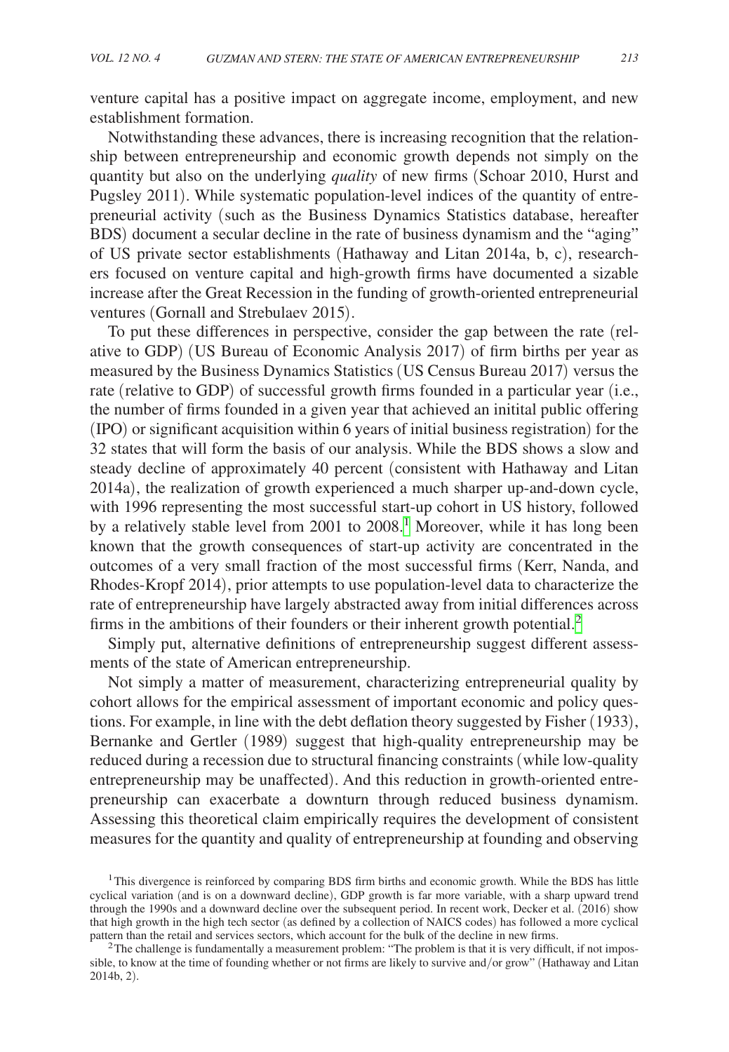venture capital has a positive impact on aggregate income, employment, and new establishment formation.

Notwithstanding these advances, there is increasing recognition that the relationship between entrepreneurship and economic growth depends not simply on the quantity but also on the underlying *quality* of new firms (Schoar 2010, Hurst and Pugsley 2011). While systematic population-level indices of the quantity of entrepreneurial activity (such as the Business Dynamics Statistics database, hereafter BDS) document a secular decline in the rate of business dynamism and the "aging" of US private sector establishments (Hathaway and Litan 2014a, b, c), researchers focused on venture capital and high-growth firms have documented a sizable increase after the Great Recession in the funding of growth-oriented entrepreneurial ventures (Gornall and Strebulaev 2015).

To put these differences in perspective, consider the gap between the rate (relative to GDP) (US Bureau of Economic Analysis 2017) of firm births per year as measured by the Business Dynamics Statistics (US Census Bureau 2017) versus the rate (relative to GDP) of successful growth firms founded in a particular year (i.e., the number of firms founded in a given year that achieved an initital public offering (IPO) or significant acquisition within 6 years of initial business registration) for the 32 states that will form the basis of our analysis. While the BDS shows a slow and steady decline of approximately 40 percent (consistent with Hathaway and Litan 2014a), the realization of growth experienced a much sharper up-and-down cycle, with 1996 representing the most successful start-up cohort in US history, followed by a relatively stable level from 2001 to 2008.[1] Moreover, while it has long been known that the growth consequences of start-up activity are concentrated in the outcomes of a very small fraction of the most successful firms (Kerr, Nanda, and Rhodes-Kropf 2014), prior attempts to use population-level data to characterize the rate of entrepreneurship have largely abstracted away from initial differences across firms in the ambitions of their founders or their inherent growth potential.[2]

Simply put, alternative definitions of entrepreneurship suggest different assessments of the state of American entrepreneurship.

Not simply a matter of measurement, characterizing entrepreneurial quality by cohort allows for the empirical assessment of important economic and policy questions. For example, in line with the debt deflation theory suggested by Fisher (1933), Bernanke and Gertler (1989) suggest that high-quality entrepreneurship may be reduced during a recession due to structural financing constraints (while low-quality entrepreneurship may be unaffected). And this reduction in growth-oriented entrepreneurship can exacerbate a downturn through reduced business dynamism. Assessing this theoretical claim empirically requires the development of consistent measures for the quantity and quality of entrepreneurship at founding and observing

[1] This divergence is reinforced by comparing BDS firm births and economic growth. While the BDS has little cyclical variation (and is on a downward decline), GDP growth is far more variable, with a sharp upward trend through the 1990s and a downward decline over the subsequent period. In recent work, Decker et al. (2016) show that high growth in the high tech sector (as defined by a collection of NAICS codes) has followed a more cyclical pattern than the retail and services sectors, which account for the bulk of the decline in new firms.

[2] The challenge is fundamentally a measurement problem: "The problem is that it is very difficult, if not impossible, to know at the time of founding whether or not firms are likely to survive and/or grow" (Hathaway and Litan 2014b, 2).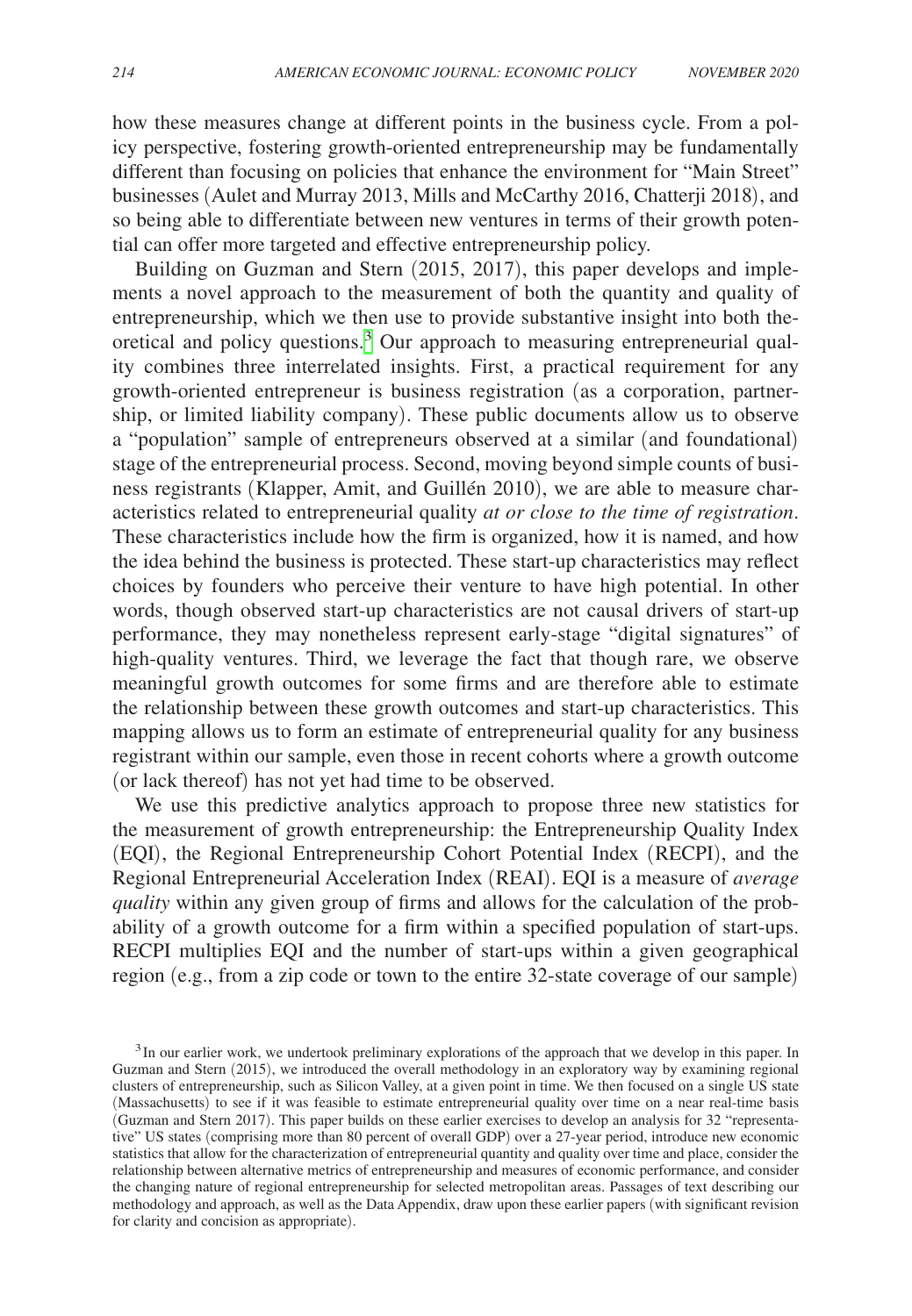how these measures change at different points in the business cycle. From a policy perspective, fostering growth-oriented entrepreneurship may be fundamentally different than focusing on policies that enhance the environment for "Main Street" businesses (Aulet and Murray 2013, Mills and McCarthy 2016, Chatterji 2018), and so being able to differentiate between new ventures in terms of their growth potential can offer more targeted and effective entrepreneurship policy.

Building on Guzman and Stern (2015, 2017), this paper develops and implements a novel approach to the measurement of both the quantity and quality of entrepreneurship, which we then use to provide substantive insight into both theoretical and policy questions.[3] Our approach to measuring entrepreneurial quality combines three interrelated insights. First, a practical requirement for any growth-oriented entrepreneur is business registration (as a corporation, partnership, or limited liability company). These public documents allow us to observe a "population" sample of entrepreneurs observed at a similar (and foundational) stage of the entrepreneurial process. Second, moving beyond simple counts of business registrants (Klapper, Amit, and Guillén 2010), we are able to measure characteristics related to entrepreneurial quality *at or close to the time of registration*. These characteristics include how the firm is organized, how it is named, and how the idea behind the business is protected. These start-up characteristics may reflect choices by founders who perceive their venture to have high potential. In other words, though observed start-up characteristics are not causal drivers of start-up performance, they may nonetheless represent early-stage "digital signatures" of high-quality ventures. Third, we leverage the fact that though rare, we observe meaningful growth outcomes for some firms and are therefore able to estimate the relationship between these growth outcomes and start-up characteristics. This mapping allows us to form an estimate of entrepreneurial quality for any business registrant within our sample, even those in recent cohorts where a growth outcome (or lack thereof) has not yet had time to be observed.

We use this predictive analytics approach to propose three new statistics for the measurement of growth entrepreneurship: the Entrepreneurship Quality Index (EQI), the Regional Entrepreneurship Cohort Potential Index (RECPI), and the Regional Entrepreneurial Acceleration Index (REAI). EQI is a measure of *average quality* within any given group of firms and allows for the calculation of the probability of a growth outcome for a firm within a specified population of start-ups. RECPI multiplies EQI and the number of start-ups within a given geographical region (e.g., from a zip code or town to the entire 32-state coverage of our sample)

[3] In our earlier work, we undertook preliminary explorations of the approach that we develop in this paper. In Guzman and Stern (2015), we introduced the overall methodology in an exploratory way by examining regional clusters of entrepreneurship, such as Silicon Valley, at a given point in time. We then focused on a single US state (Massachusetts) to see if it was feasible to estimate entrepreneurial quality over time on a near real-time basis (Guzman and Stern 2017). This paper builds on these earlier exercises to develop an analysis for 32 "representative" US states (comprising more than 80 percent of overall GDP) over a 27-year period, introduce new economic statistics that allow for the characterization of entrepreneurial quantity and quality over time and place, consider the relationship between alternative metrics of entrepreneurship and measures of economic performance, and consider the changing nature of regional entrepreneurship for selected metropolitan areas. Passages of text describing our methodology and approach, as well as the Data Appendix, draw upon these earlier papers (with significant revision for clarity and concision as appropriate).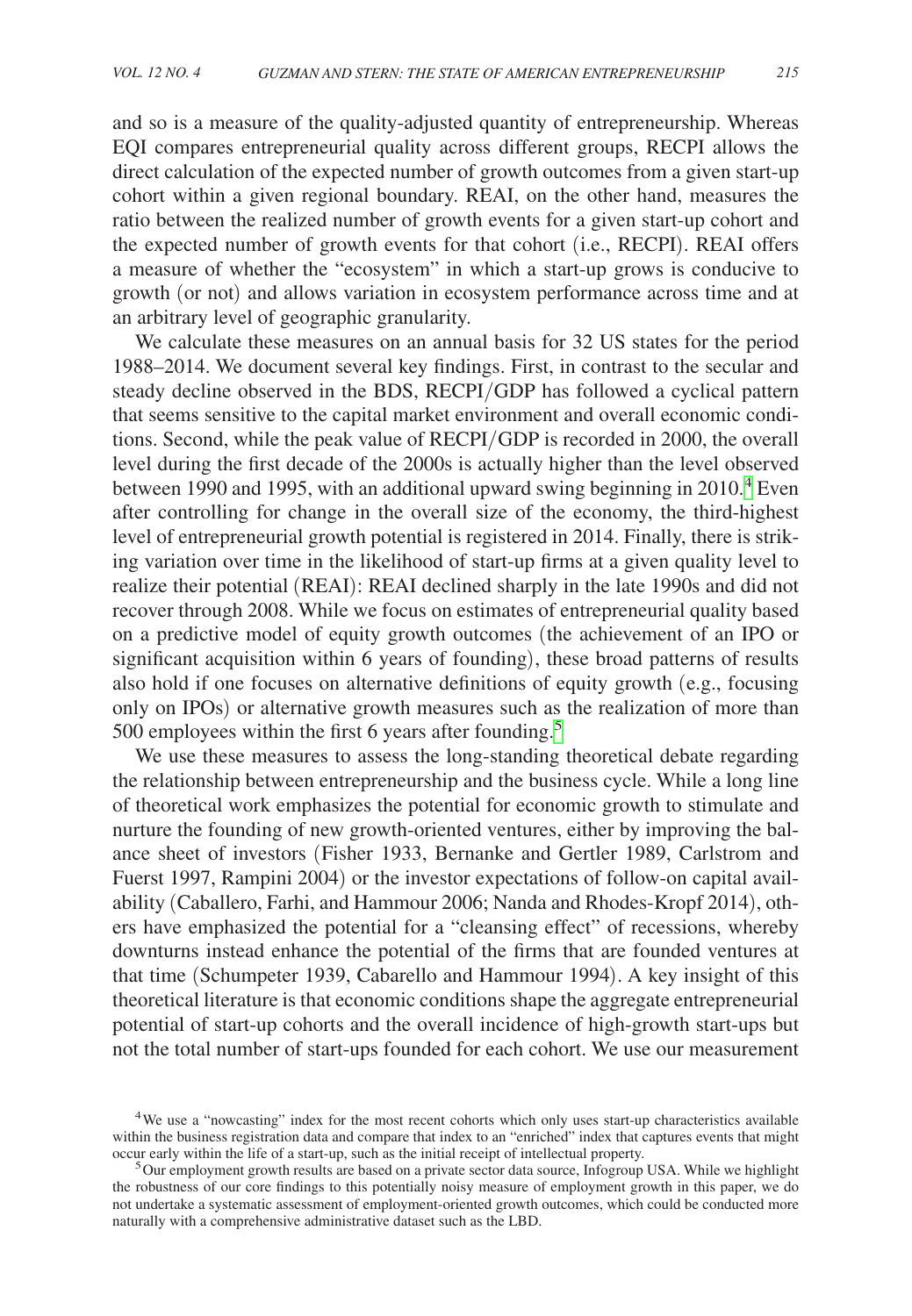and so is a measure of the quality-adjusted quantity of entrepreneurship. Whereas EQI compares entrepreneurial quality across different groups, RECPI allows the direct calculation of the expected number of growth outcomes from a given start-up cohort within a given regional boundary. REAI, on the other hand, measures the ratio between the realized number of growth events for a given start-up cohort and the expected number of growth events for that cohort (i.e., RECPI). REAI offers a measure of whether the "ecosystem" in which a start-up grows is conducive to growth (or not) and allows variation in ecosystem performance across time and at an arbitrary level of geographic granularity.

We calculate these measures on an annual basis for 32 US states for the period 1988–2014. We document several key findings. First, in contrast to the secular and steady decline observed in the BDS, RECPI/GDP has followed a cyclical pattern that seems sensitive to the capital market environment and overall economic conditions. Second, while the peak value of RECPI/GDP is recorded in 2000, the overall level during the first decade of the 2000s is actually higher than the level observed between 1990 and 1995, with an additional upward swing beginning in 2010.[4] Even after controlling for change in the overall size of the economy, the third-highest level of entrepreneurial growth potential is registered in 2014. Finally, there is striking variation over time in the likelihood of start-up firms at a given quality level to realize their potential (REAI): REAI declined sharply in the late 1990s and did not recover through 2008. While we focus on estimates of entrepreneurial quality based on a predictive model of equity growth outcomes (the achievement of an IPO or significant acquisition within 6 years of founding), these broad patterns of results also hold if one focuses on alternative definitions of equity growth (e.g., focusing only on IPOs) or alternative growth measures such as the realization of more than 500 employees within the first 6 years after founding.[5]

We use these measures to assess the long-standing theoretical debate regarding the relationship between entrepreneurship and the business cycle. While a long line of theoretical work emphasizes the potential for economic growth to stimulate and nurture the founding of new growth-oriented ventures, either by improving the balance sheet of investors (Fisher 1933, Bernanke and Gertler 1989, Carlstrom and Fuerst 1997, Rampini 2004) or the investor expectations of follow-on capital availability (Caballero, Farhi, and Hammour 2006; Nanda and Rhodes-Kropf 2014), others have emphasized the potential for a "cleansing effect" of recessions, whereby downturns instead enhance the potential of the firms that are founded ventures at that time (Schumpeter 1939, Cabarello and Hammour 1994). A key insight of this theoretical literature is that economic conditions shape the aggregate entrepreneurial potential of start-up cohorts and the overall incidence of high-growth start-ups but not the total number of start-ups founded for each cohort. We use our measurement

[4] We use a "nowcasting" index for the most recent cohorts which only uses start-up characteristics available within the business registration data and compare that index to an "enriched" index that captures events that might occur early within the life of a start-up, such as the initial receipt of intellectual property.

[5] Our employment growth results are based on a private sector data source, Infogroup USA. While we highlight the robustness of our core findings to this potentially noisy measure of employment growth in this paper, we do not undertake a systematic assessment of employment-oriented growth outcomes, which could be conducted more naturally with a comprehensive administrative dataset such as the LBD.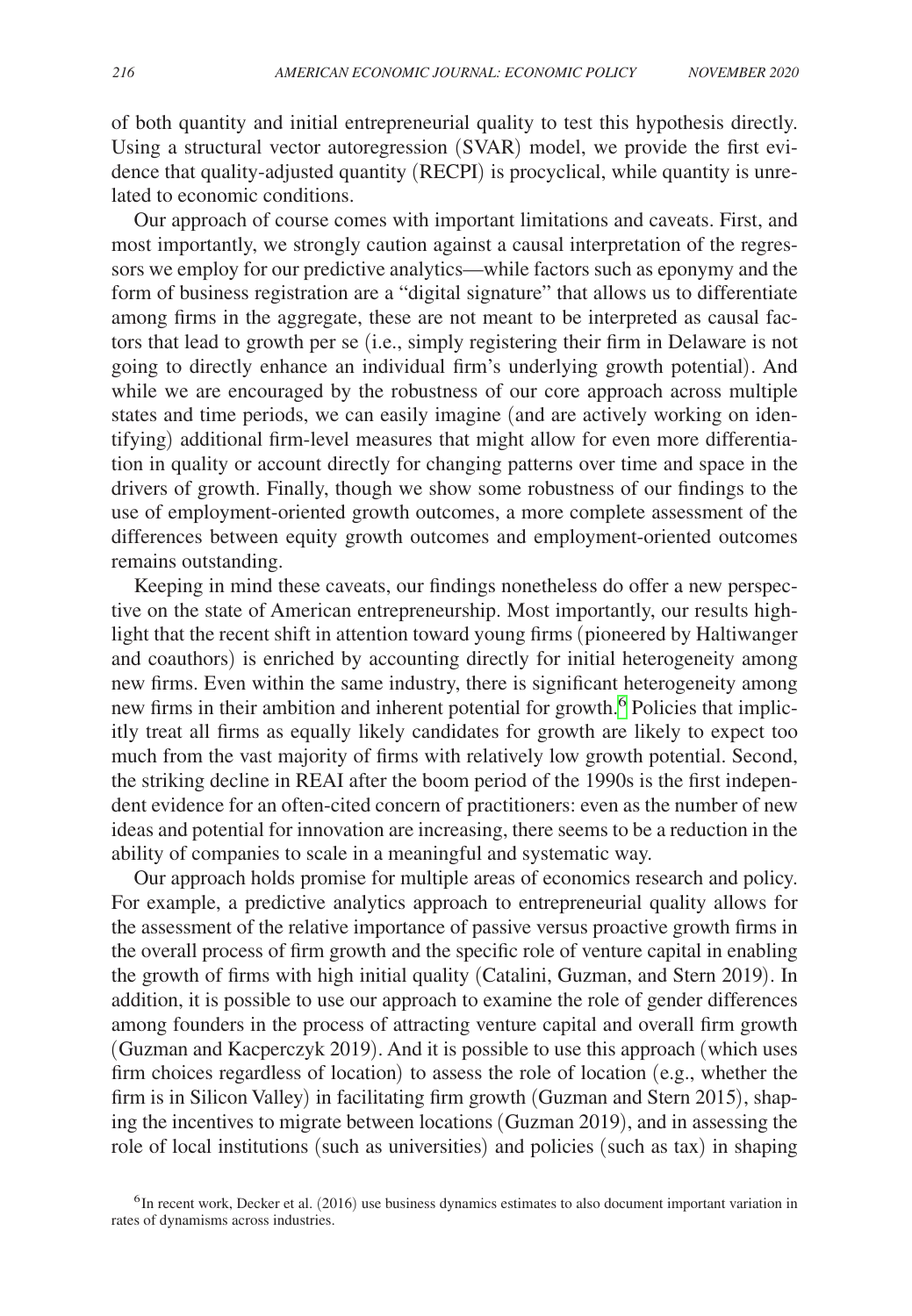of both quantity and initial entrepreneurial quality to test this hypothesis directly. Using a structural vector autoregression (SVAR) model, we provide the first evidence that quality-adjusted quantity (RECPI) is procyclical, while quantity is unrelated to economic conditions.

Our approach of course comes with important limitations and caveats. First, and most importantly, we strongly caution against a causal interpretation of the regressors we employ for our predictive analytics—while factors such as eponymy and the form of business registration are a "digital signature" that allows us to differentiate among firms in the aggregate, these are not meant to be interpreted as causal factors that lead to growth per se (i.e., simply registering their firm in Delaware is not going to directly enhance an individual firm's underlying growth potential). And while we are encouraged by the robustness of our core approach across multiple states and time periods, we can easily imagine (and are actively working on identifying) additional firm-level measures that might allow for even more differentiation in quality or account directly for changing patterns over time and space in the drivers of growth. Finally, though we show some robustness of our findings to the use of employment-oriented growth outcomes, a more complete assessment of the differences between equity growth outcomes and employment-oriented outcomes remains outstanding.

Keeping in mind these caveats, our findings nonetheless do offer a new perspective on the state of American entrepreneurship. Most importantly, our results highlight that the recent shift in attention toward young firms (pioneered by Haltiwanger and coauthors) is enriched by accounting directly for initial heterogeneity among new firms. Even within the same industry, there is significant heterogeneity among new firms in their ambition and inherent potential for growth.[6] Policies that implicitly treat all firms as equally likely candidates for growth are likely to expect too much from the vast majority of firms with relatively low growth potential. Second, the striking decline in REAI after the boom period of the 1990s is the first independent evidence for an often-cited concern of practitioners: even as the number of new ideas and potential for innovation are increasing, there seems to be a reduction in the ability of companies to scale in a meaningful and systematic way.

Our approach holds promise for multiple areas of economics research and policy. For example, a predictive analytics approach to entrepreneurial quality allows for the assessment of the relative importance of passive versus proactive growth firms in the overall process of firm growth and the specific role of venture capital in enabling the growth of firms with high initial quality (Catalini, Guzman, and Stern 2019). In addition, it is possible to use our approach to examine the role of gender differences among founders in the process of attracting venture capital and overall firm growth (Guzman and Kacperczyk 2019). And it is possible to use this approach (which uses firm choices regardless of location) to assess the role of location (e.g., whether the firm is in Silicon Valley) in facilitating firm growth (Guzman and Stern 2015), shaping the incentives to migrate between locations (Guzman 2019), and in assessing the role of local institutions (such as universities) and policies (such as tax) in shaping

[6] In recent work, Decker et al. (2016) use business dynamics estimates to also document important variation in rates of dynamisms across industries.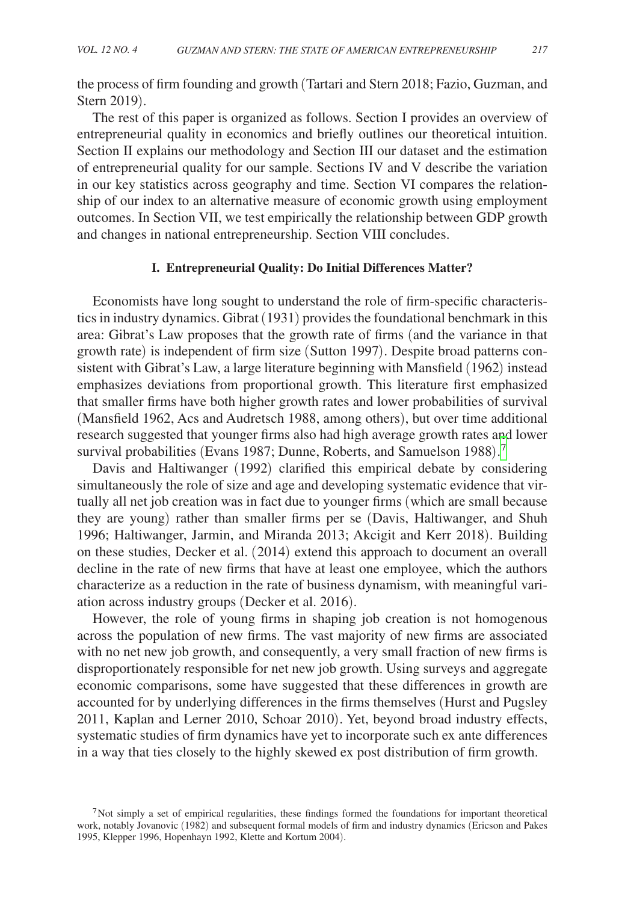the process of firm founding and growth (Tartari and Stern 2018; Fazio, Guzman, and Stern 2019).

The rest of this paper is organized as follows. Section I provides an overview of entrepreneurial quality in economics and briefly outlines our theoretical intuition. Section II explains our methodology and Section III our dataset and the estimation of entrepreneurial quality for our sample. Sections IV and V describe the variation in our key statistics across geography and time. Section VI compares the relationship of our index to an alternative measure of economic growth using employment outcomes. In Section VII, we test empirically the relationship between GDP growth and changes in national entrepreneurship. Section VIII concludes.

### I. Entrepreneurial Quality: Do Initial Differences Matter?

Economists have long sought to understand the role of firm-specific characteristics in industry dynamics. Gibrat (1931) provides the foundational benchmark in this area: Gibrat's Law proposes that the growth rate of firms (and the variance in that growth rate) is independent of firm size (Sutton 1997). Despite broad patterns consistent with Gibrat's Law, a large literature beginning with Mansfield (1962) instead emphasizes deviations from proportional growth. This literature first emphasized that smaller firms have both higher growth rates and lower probabilities of survival (Mansfield 1962, Acs and Audretsch 1988, among others), but over time additional research suggested that younger firms also had high average growth rates and lower survival probabilities (Evans 1987; Dunne, Roberts, and Samuelson 1988).[7]

Davis and Haltiwanger (1992) clarified this empirical debate by considering simultaneously the role of size and age and developing systematic evidence that virtually all net job creation was in fact due to younger firms (which are small because they are young) rather than smaller firms per se (Davis, Haltiwanger, and Shuh 1996; Haltiwanger, Jarmin, and Miranda 2013; Akcigit and Kerr 2018). Building on these studies, Decker et al. (2014) extend this approach to document an overall decline in the rate of new firms that have at least one employee, which the authors characterize as a reduction in the rate of business dynamism, with meaningful variation across industry groups (Decker et al. 2016).

However, the role of young firms in shaping job creation is not homogenous across the population of new firms. The vast majority of new firms are associated with no net new job growth, and consequently, a very small fraction of new firms is disproportionately responsible for net new job growth. Using surveys and aggregate economic comparisons, some have suggested that these differences in growth are accounted for by underlying differences in the firms themselves (Hurst and Pugsley 2011, Kaplan and Lerner 2010, Schoar 2010). Yet, beyond broad industry effects, systematic studies of firm dynamics have yet to incorporate such ex ante differences in a way that ties closely to the highly skewed ex post distribution of firm growth.

[7] Not simply a set of empirical regularities, these findings formed the foundations for important theoretical work, notably Jovanovic (1982) and subsequent formal models of firm and industry dynamics (Ericson and Pakes 1995, Klepper 1996, Hopenhayn 1992, Klette and Kortum 2004).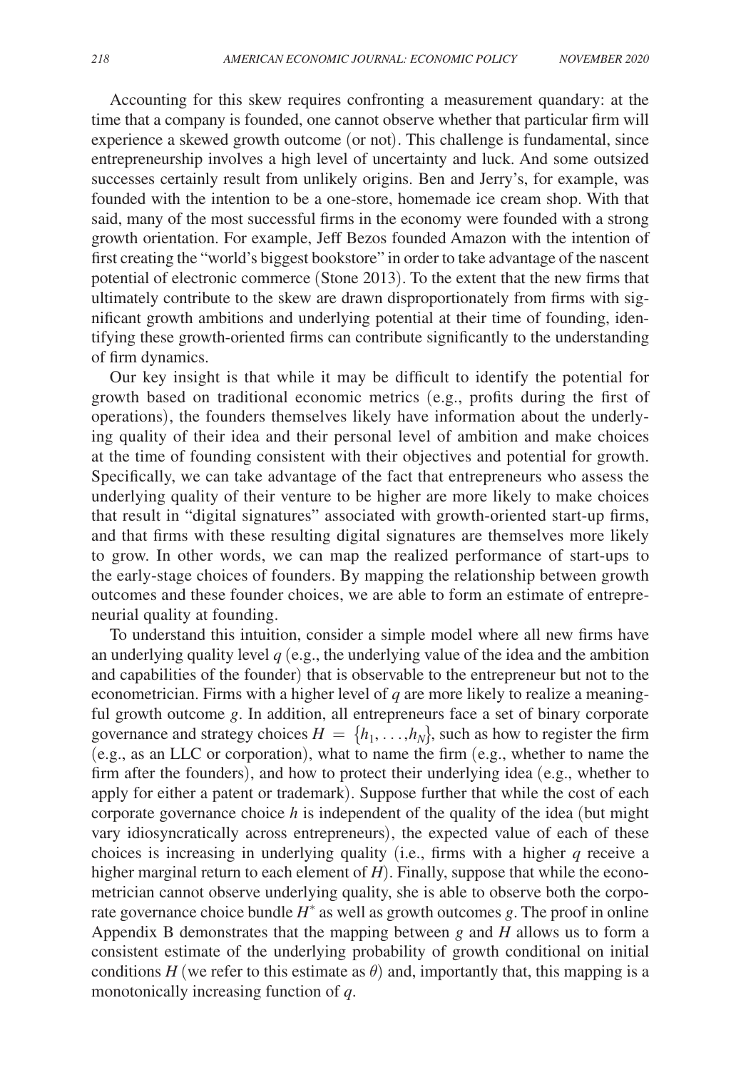Accounting for this skew requires confronting a measurement quandary: at the time that a company is founded, one cannot observe whether that particular firm will experience a skewed growth outcome (or not). This challenge is fundamental, since entrepreneurship involves a high level of uncertainty and luck. And some outsized successes certainly result from unlikely origins. Ben and Jerry's, for example, was founded with the intention to be a one-store, homemade ice cream shop. With that said, many of the most successful firms in the economy were founded with a strong growth orientation. For example, Jeff Bezos founded Amazon with the intention of first creating the "world's biggest bookstore" in order to take advantage of the nascent potential of electronic commerce (Stone 2013). To the extent that the new firms that ultimately contribute to the skew are drawn disproportionately from firms with significant growth ambitions and underlying potential at their time of founding, identifying these growth-oriented firms can contribute significantly to the understanding of firm dynamics.

Our key insight is that while it may be difficult to identify the potential for growth based on traditional economic metrics (e.g., profits during the first of operations), the founders themselves likely have information about the underlying quality of their idea and their personal level of ambition and make choices at the time of founding consistent with their objectives and potential for growth. Specifically, we can take advantage of the fact that entrepreneurs who assess the underlying quality of their venture to be higher are more likely to make choices that result in "digital signatures" associated with growth-oriented start-up firms, and that firms with these resulting digital signatures are themselves more likely to grow. In other words, we can map the realized performance of start-ups to the early-stage choices of founders. By mapping the relationship between growth outcomes and these founder choices, we are able to form an estimate of entrepreneurial quality at founding.

To understand this intuition, consider a simple model where all new firms have an underlying quality level $q$ (e.g., the underlying value of the idea and the ambition and capabilities of the founder) that is observable to the entrepreneur but not to the econometrician. Firms with a higher level of $q$ are more likely to realize a meaningful growth outcome $g$. In addition, all entrepreneurs face a set of binary corporate governance and strategy choices $H = \{h_1, \ldots, h_N\}$, such as how to register the firm (e.g., as an LLC or corporation), what to name the firm (e.g., whether to name the firm after the founders), and how to protect their underlying idea (e.g., whether to apply for either a patent or trademark). Suppose further that while the cost of each corporate governance choice $h$ is independent of the quality of the idea (but might vary idiosyncratically across entrepreneurs), the expected value of each of these choices is increasing in underlying quality (i.e., firms with a higher $q$ receive a higher marginal return to each element of $H$). Finally, suppose that while the econometrician cannot observe underlying quality, she is able to observe both the corporate governance choice bundle $H^*$ as well as growth outcomes $g$. The proof in online Appendix B demonstrates that the mapping between $g$ and $H$ allows us to form a consistent estimate of the underlying probability of growth conditional on initial conditions $H$ (we refer to this estimate as $\theta$) and, importantly that, this mapping is a monotonically increasing function of $q$.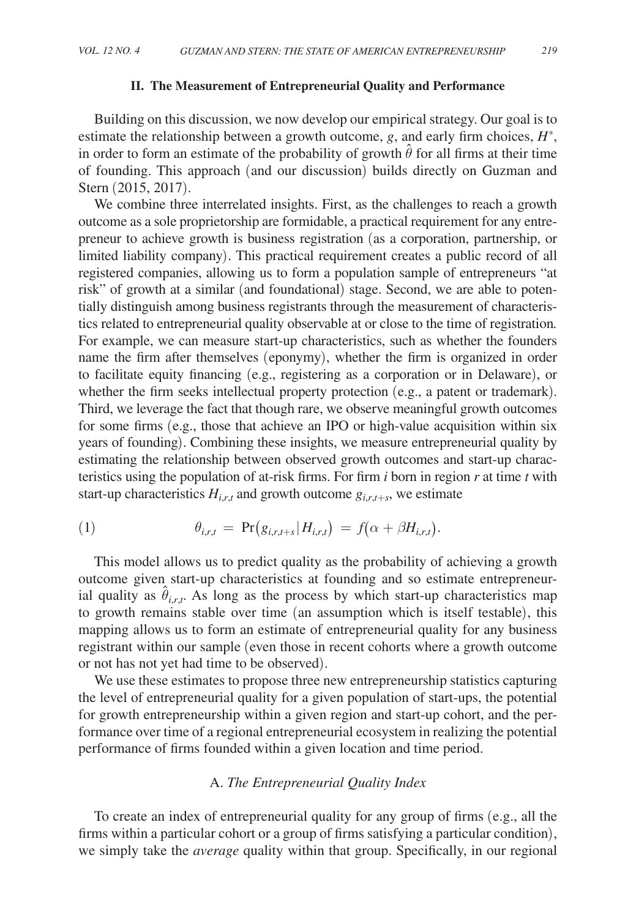## II. The Measurement of Entrepreneurial Quality and Performance

Building on this discussion, we now develop our empirical strategy. Our goal is to estimate the relationship between a growth outcome, $g$, and early firm choices, $H^*$, in order to form an estimate of the probability of growth $\hat{\theta}$ for all firms at their time of founding. This approach (and our discussion) builds directly on Guzman and Stern (2015, 2017).

We combine three interrelated insights. First, as the challenges to reach a growth outcome as a sole proprietorship are formidable, a practical requirement for any entrepreneur to achieve growth is business registration (as a corporation, partnership, or limited liability company). This practical requirement creates a public record of all registered companies, allowing us to form a population sample of entrepreneurs "at risk" of growth at a similar (and foundational) stage. Second, we are able to potentially distinguish among business registrants through the measurement of characteristics related to entrepreneurial quality observable at or close to the time of registration. For example, we can measure start-up characteristics, such as whether the founders name the firm after themselves (eponymy), whether the firm is organized in order to facilitate equity financing (e.g., registering as a corporation or in Delaware), or whether the firm seeks intellectual property protection (e.g., a patent or trademark). Third, we leverage the fact that though rare, we observe meaningful growth outcomes for some firms (e.g., those that achieve an IPO or high-value acquisition within six years of founding). Combining these insights, we measure entrepreneurial quality by estimating the relationship between observed growth outcomes and start-up characteristics using the population of at-risk firms. For firm $i$ born in region $r$ at time $t$ with start-up characteristics $H_{i,r,t}$ and growth outcome $g_{i,r,t+s}$, we estimate

$$\theta_{i,r,t} = \Pr(g_{i,r,t+s} | H_{i,r,t}) = f(\alpha + \beta H_{i,r,t}). \tag{1}$$

This model allows us to predict quality as the probability of achieving a growth outcome given start-up characteristics at founding and so estimate entrepreneurial quality as $\hat{\theta}_{i,r,t}$. As long as the process by which start-up characteristics map to growth remains stable over time (an assumption which is itself testable), this mapping allows us to form an estimate of entrepreneurial quality for any business registrant within our sample (even those in recent cohorts where a growth outcome or not has not yet had time to be observed).

We use these estimates to propose three new entrepreneurship statistics capturing the level of entrepreneurial quality for a given population of start-ups, the potential for growth entrepreneurship within a given region and start-up cohort, and the performance over time of a regional entrepreneurial ecosystem in realizing the potential performance of firms founded within a given location and time period.

### A. *The Entrepreneurial Quality Index*

To create an index of entrepreneurial quality for any group of firms (e.g., all the firms within a particular cohort or a group of firms satisfying a particular condition), we simply take the *average* quality within that group. Specifically, in our regional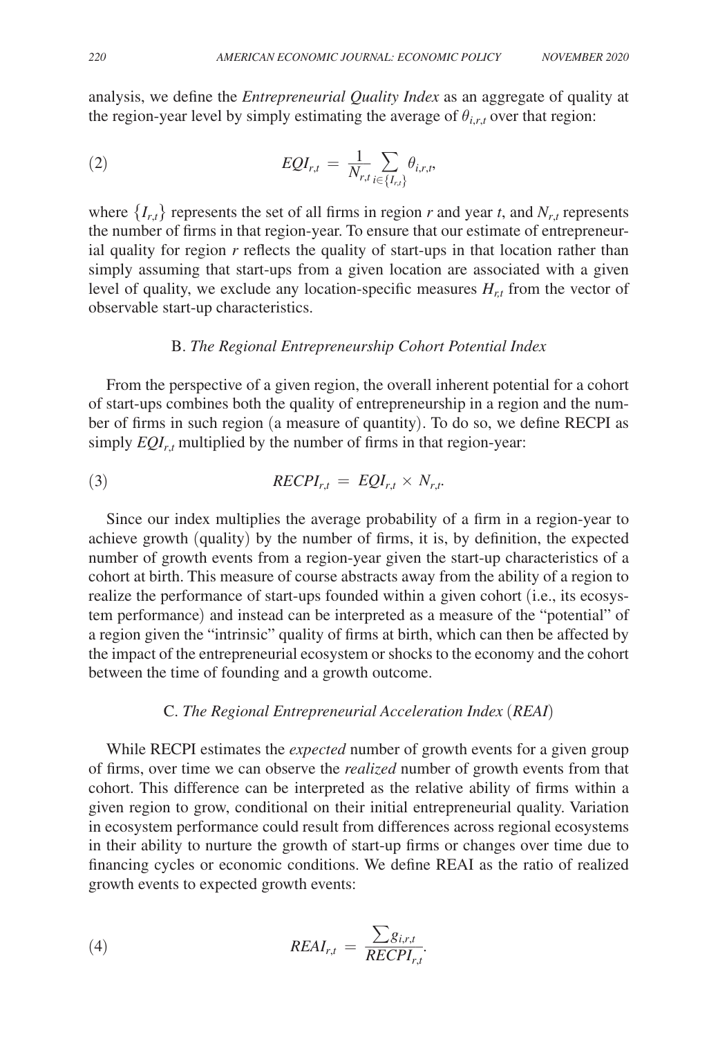analysis, we define the *Entrepreneurial Quality Index* as an aggregate of quality at the region-year level by simply estimating the average of $\theta_{i,r,t}$ over that region:

$$EQI_{r,t} = \frac{1}{N_{r,t}} \sum_{i \in \{I_{r,t}\}} \theta_{i,r,t}, \tag{2}$$

where $\{I_{r,t}\}$ represents the set of all firms in region $r$ and year $t$, and $N_{r,t}$ represents the number of firms in that region-year. To ensure that our estimate of entrepreneurial quality for region $r$ reflects the quality of start-ups in that location rather than simply assuming that start-ups from a given location are associated with a given level of quality, we exclude any location-specific measures $H_{r,t}$ from the vector of observable start-up characteristics.

### B. *The Regional Entrepreneurship Cohort Potential Index*

From the perspective of a given region, the overall inherent potential for a cohort of start-ups combines both the quality of entrepreneurship in a region and the number of firms in such region (a measure of quantity). To do so, we define RECPI as simply $EQI_{r,t}$ multiplied by the number of firms in that region-year:

$$RECPI_{r,t} = EQI_{r,t} \times N_{r,t}. \tag{3}$$

Since our index multiplies the average probability of a firm in a region-year to achieve growth (quality) by the number of firms, it is, by definition, the expected number of growth events from a region-year given the start-up characteristics of a cohort at birth. This measure of course abstracts away from the ability of a region to realize the performance of start-ups founded within a given cohort (i.e., its ecosystem performance) and instead can be interpreted as a measure of the "potential" of a region given the "intrinsic" quality of firms at birth, which can then be affected by the impact of the entrepreneurial ecosystem or shocks to the economy and the cohort between the time of founding and a growth outcome.

### C. *The Regional Entrepreneurial Acceleration Index* (*REAI*)

While RECPI estimates the *expected* number of growth events for a given group of firms, over time we can observe the *realized* number of growth events from that cohort. This difference can be interpreted as the relative ability of firms within a given region to grow, conditional on their initial entrepreneurial quality. Variation in ecosystem performance could result from differences across regional ecosystems in their ability to nurture the growth of start-up firms or changes over time due to financing cycles or economic conditions. We define REAI as the ratio of realized growth events to expected growth events:

$$REAI_{r,t} = \frac{\sum g_{i,r,t}}{RECPI_{r,t}}. \tag{4}$$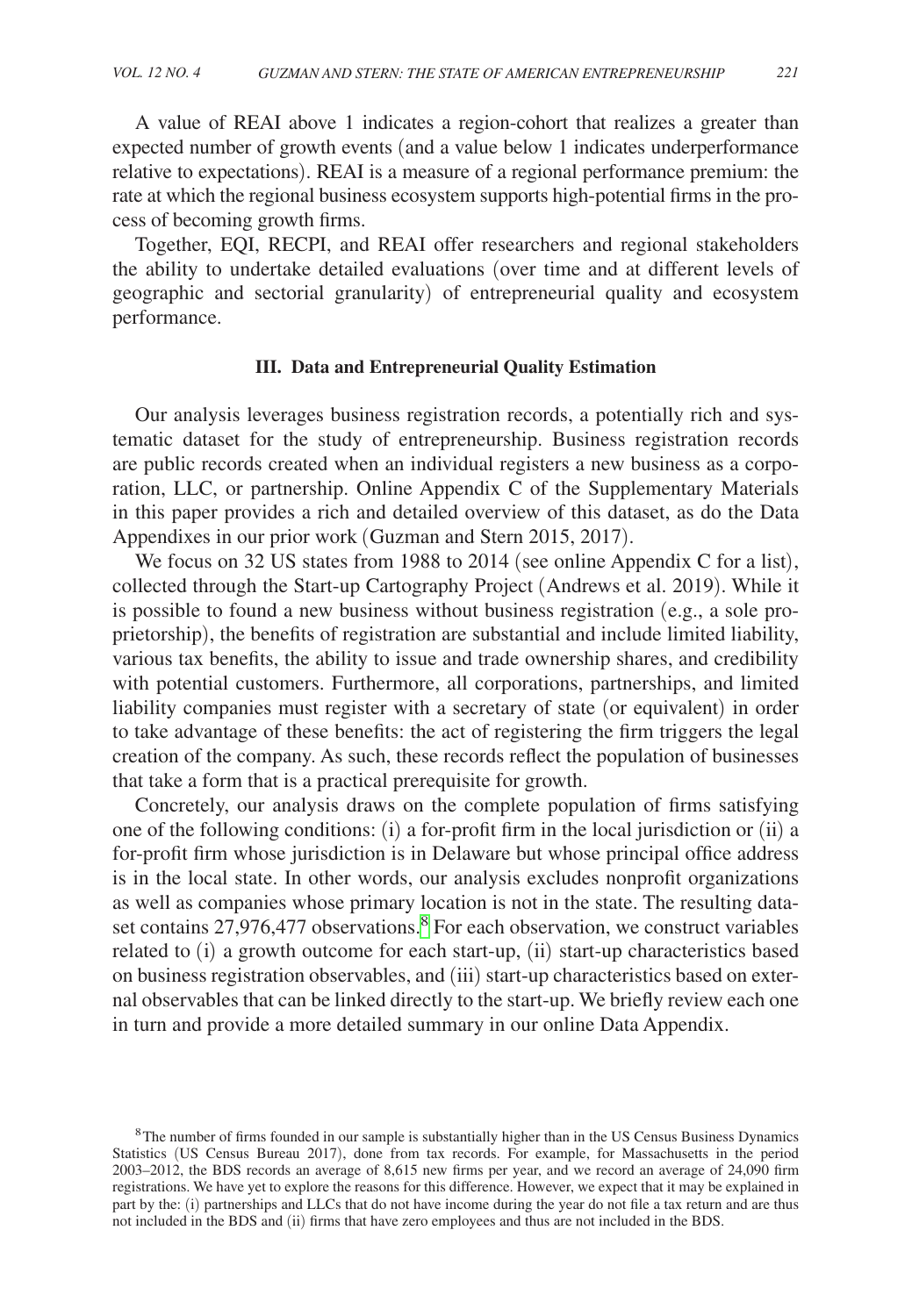A value of REAI above 1 indicates a region-cohort that realizes a greater than expected number of growth events (and a value below 1 indicates underperformance relative to expectations). REAI is a measure of a regional performance premium: the rate at which the regional business ecosystem supports high-potential firms in the process of becoming growth firms.

Together, EQI, RECPI, and REAI offer researchers and regional stakeholders the ability to undertake detailed evaluations (over time and at different levels of geographic and sectorial granularity) of entrepreneurial quality and ecosystem performance.

## III. Data and Entrepreneurial Quality Estimation

Our analysis leverages business registration records, a potentially rich and systematic dataset for the study of entrepreneurship. Business registration records are public records created when an individual registers a new business as a corporation, LLC, or partnership. Online Appendix C of the Supplementary Materials in this paper provides a rich and detailed overview of this dataset, as do the Data Appendixes in our prior work (Guzman and Stern 2015, 2017).

We focus on 32 US states from 1988 to 2014 (see online Appendix C for a list), collected through the Start-up Cartography Project (Andrews et al. 2019). While it is possible to found a new business without business registration (e.g., a sole proprietorship), the benefits of registration are substantial and include limited liability, various tax benefits, the ability to issue and trade ownership shares, and credibility with potential customers. Furthermore, all corporations, partnerships, and limited liability companies must register with a secretary of state (or equivalent) in order to take advantage of these benefits: the act of registering the firm triggers the legal creation of the company. As such, these records reflect the population of businesses that take a form that is a practical prerequisite for growth.

Concretely, our analysis draws on the complete population of firms satisfying one of the following conditions: (i) a for-profit firm in the local jurisdiction or (ii) a for-profit firm whose jurisdiction is in Delaware but whose principal office address is in the local state. In other words, our analysis excludes nonprofit organizations as well as companies whose primary location is not in the state. The resulting dataset contains 27,976,477 observations.[8] For each observation, we construct variables related to (i) a growth outcome for each start-up, (ii) start-up characteristics based on business registration observables, and (iii) start-up characteristics based on external observables that can be linked directly to the start-up. We briefly review each one in turn and provide a more detailed summary in our online Data Appendix.

[8] The number of firms founded in our sample is substantially higher than in the US Census Business Dynamics Statistics (US Census Bureau 2017), done from tax records. For example, for Massachusetts in the period 2003–2012, the BDS records an average of 8,615 new firms per year, and we record an average of 24,090 firm registrations. We have yet to explore the reasons for this difference. However, we expect that it may be explained in part by the: (i) partnerships and LLCs that do not have income during the year do not file a tax return and are thus not included in the BDS and (ii) firms that have zero employees and thus are not included in the BDS.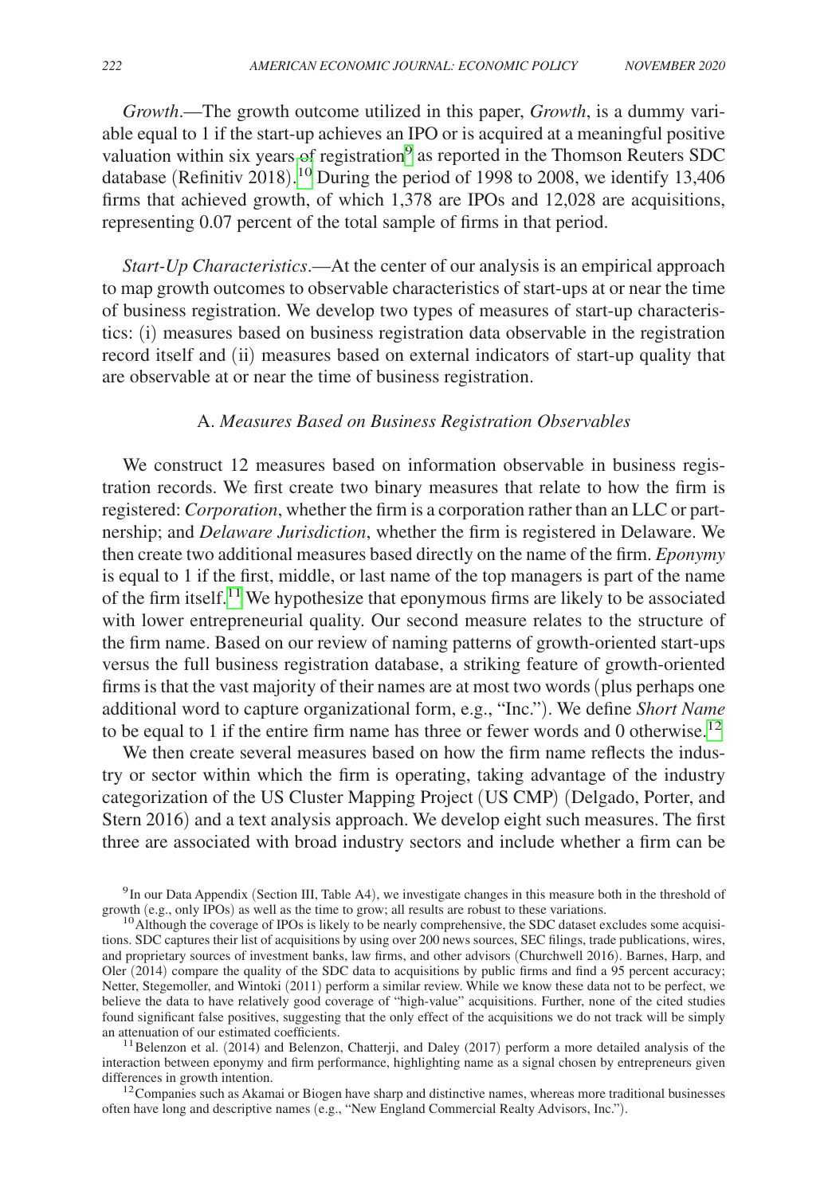*Growth*.—The growth outcome utilized in this paper, *Growth*, is a dummy variable equal to 1 if the start-up achieves an IPO or is acquired at a meaningful positive valuation within six years of registration[9] as reported in the Thomson Reuters SDC database (Refinitiv 2018).[10] During the period of 1998 to 2008, we identify 13,406 firms that achieved growth, of which 1,378 are IPOs and 12,028 are acquisitions, representing 0.07 percent of the total sample of firms in that period.

*Start-Up Characteristics*.—At the center of our analysis is an empirical approach to map growth outcomes to observable characteristics of start-ups at or near the time of business registration. We develop two types of measures of start-up characteristics: (i) measures based on business registration data observable in the registration record itself and (ii) measures based on external indicators of start-up quality that are observable at or near the time of business registration.

### A. *Measures Based on Business Registration Observables*

We construct 12 measures based on information observable in business registration records. We first create two binary measures that relate to how the firm is registered: *Corporation*, whether the firm is a corporation rather than an LLC or partnership; and *Delaware Jurisdiction*, whether the firm is registered in Delaware. We then create two additional measures based directly on the name of the firm. *Eponymy* is equal to 1 if the first, middle, or last name of the top managers is part of the name of the firm itself.[11] We hypothesize that eponymous firms are likely to be associated with lower entrepreneurial quality. Our second measure relates to the structure of the firm name. Based on our review of naming patterns of growth-oriented start-ups versus the full business registration database, a striking feature of growth-oriented firms is that the vast majority of their names are at most two words (plus perhaps one additional word to capture organizational form, e.g., "Inc."). We define *Short Name* to be equal to 1 if the entire firm name has three or fewer words and 0 otherwise.[12]

We then create several measures based on how the firm name reflects the industry or sector within which the firm is operating, taking advantage of the industry categorization of the US Cluster Mapping Project (US CMP) (Delgado, Porter, and Stern 2016) and a text analysis approach. We develop eight such measures. The first three are associated with broad industry sectors and include whether a firm can be

[9] In our Data Appendix (Section III, Table A4), we investigate changes in this measure both in the threshold of growth (e.g., only IPOs) as well as the time to grow; all results are robust to these variations.

[10] Although the coverage of IPOs is likely to be nearly comprehensive, the SDC dataset excludes some acquisitions. SDC captures their list of acquisitions by using over 200 news sources, SEC filings, trade publications, wires, and proprietary sources of investment banks, law firms, and other advisors (Churchwell 2016). Barnes, Harp, and Oler (2014) compare the quality of the SDC data to acquisitions by public firms and find a 95 percent accuracy; Netter, Stegemoller, and Wintoki (2011) perform a similar review. While we know these data not to be perfect, we believe the data to have relatively good coverage of "high-value" acquisitions. Further, none of the cited studies found significant false positives, suggesting that the only effect of the acquisitions we do not track will be simply an attenuation of our estimated coefficients.

[11] Belenzon et al. (2014) and Belenzon, Chatterji, and Daley (2017) perform a more detailed analysis of the interaction between eponymy and firm performance, highlighting name as a signal chosen by entrepreneurs given differences in growth intention.

[12] Companies such as Akamai or Biogen have sharp and distinctive names, whereas more traditional businesses often have long and descriptive names (e.g., "New England Commercial Realty Advisors, Inc.").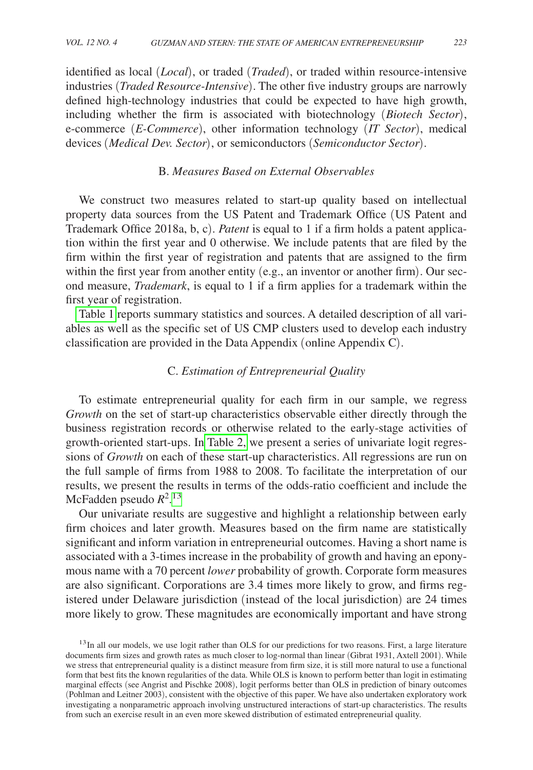identified as local (*Local*), or traded (*Traded*), or traded within resource-intensive industries (*Traded Resource-Intensive*). The other five industry groups are narrowly defined high-technology industries that could be expected to have high growth, including whether the firm is associated with biotechnology (*Biotech Sector*), e-commerce (*E-Commerce*), other information technology (*IT Sector*), medical devices (*Medical Dev. Sector*), or semiconductors (*Semiconductor Sector*).

### B. *Measures Based on External Observables*

We construct two measures related to start-up quality based on intellectual property data sources from the US Patent and Trademark Office (US Patent and Trademark Office 2018a, b, c). *Patent* is equal to 1 if a firm holds a patent application within the first year and 0 otherwise. We include patents that are filed by the firm within the first year of registration and patents that are assigned to the firm within the first year from another entity (e.g., an inventor or another firm). Our second measure, *Trademark*, is equal to 1 if a firm applies for a trademark within the first year of registration.

Table 1 reports summary statistics and sources. A detailed description of all variables as well as the specific set of US CMP clusters used to develop each industry classification are provided in the Data Appendix (online Appendix C).

### C. *Estimation of Entrepreneurial Quality*

To estimate entrepreneurial quality for each firm in our sample, we regress *Growth* on the set of start-up characteristics observable either directly through the business registration records or otherwise related to the early-stage activities of growth-oriented start-ups. In Table 2, we present a series of univariate logit regressions of *Growth* on each of these start-up characteristics. All regressions are run on the full sample of firms from 1988 to 2008. To facilitate the interpretation of our results, we present the results in terms of the odds-ratio coefficient and include the McFadden pseudo $R^2$.[13]

Our univariate results are suggestive and highlight a relationship between early firm choices and later growth. Measures based on the firm name are statistically significant and inform variation in entrepreneurial outcomes. Having a short name is associated with a 3-times increase in the probability of growth and having an eponymous name with a 70 percent *lower* probability of growth. Corporate form measures are also significant. Corporations are 3.4 times more likely to grow, and firms registered under Delaware jurisdiction (instead of the local jurisdiction) are 24 times more likely to grow. These magnitudes are economically important and have strong

[13] In all our models, we use logit rather than OLS for our predictions for two reasons. First, a large literature documents firm sizes and growth rates as much closer to log-normal than linear (Gibrat 1931, Axtell 2001). While we stress that entrepreneurial quality is a distinct measure from firm size, it is still more natural to use a functional form that best fits the known regularities of the data. While OLS is known to perform better than logit in estimating marginal effects (see Angrist and Pischke 2008), logit performs better than OLS in prediction of binary outcomes (Pohlman and Leitner 2003), consistent with the objective of this paper. We have also undertaken exploratory work investigating a nonparametric approach involving unstructured interactions of start-up characteristics. The results from such an exercise result in an even more skewed distribution of estimated entrepreneurial quality.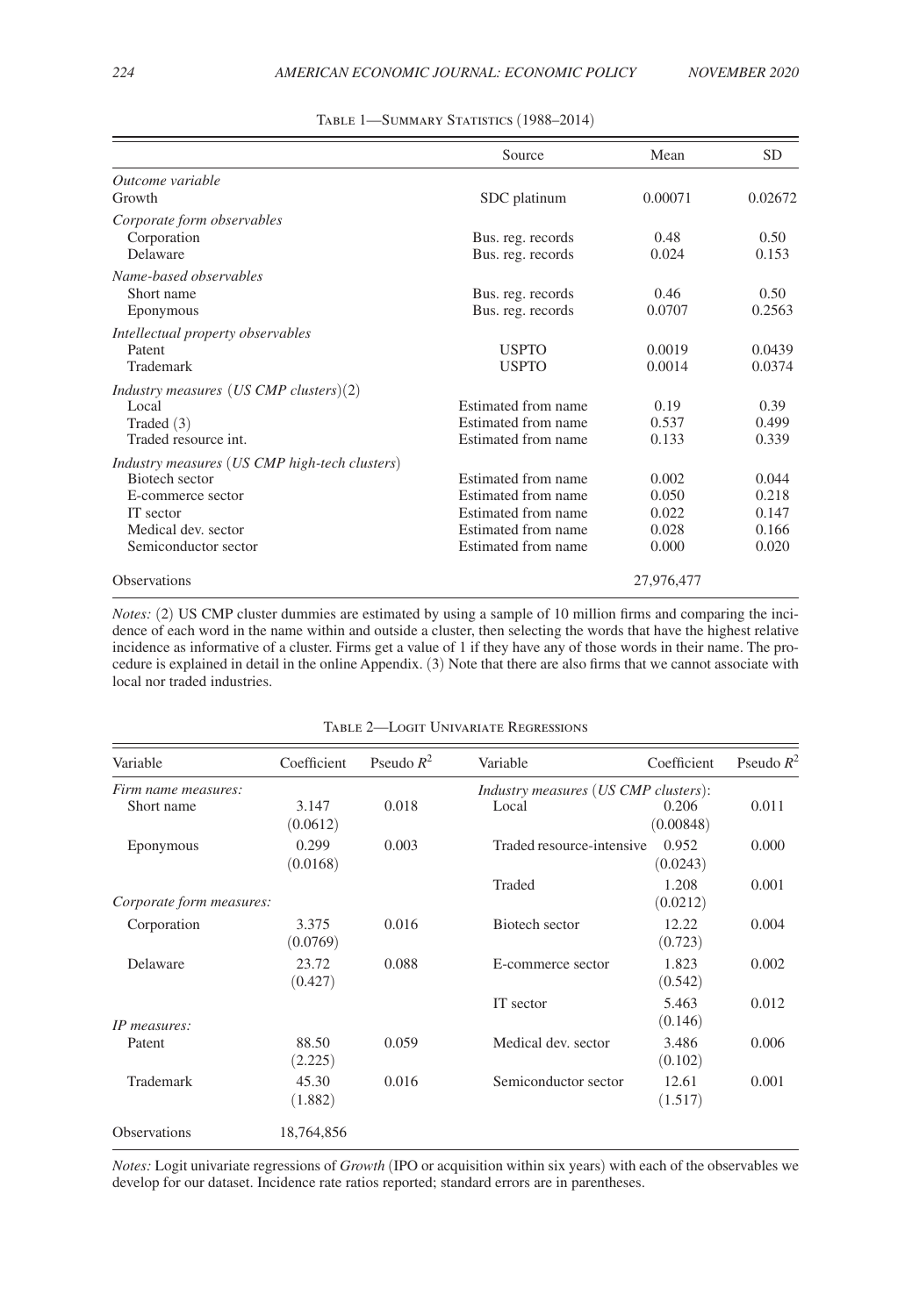Table 1—Summary Statistics (1988–2014)

| | Source | Mean | SD |
|---|---|---|---|
| *Outcome variable* | | | |
| Growth | SDC platinum | 0.00071 | 0.02672 |
| *Corporate form observables* | | | |
| Corporation | Bus. reg. records | 0.48 | 0.50 |
| Delaware | Bus. reg. records | 0.024 | 0.153 |
| *Name-based observables* | | | |
| Short name | Bus. reg. records | 0.46 | 0.50 |
| Eponymous | Bus. reg. records | 0.0707 | 0.2563 |
| *Intellectual property observables* | | | |
| Patent | USPTO | 0.0019 | 0.0439 |
| Trademark | USPTO | 0.0014 | 0.0374 |
| *Industry measures (US CMP clusters)(2)* | | | |
| Local | Estimated from name | 0.19 | 0.39 |
| Traded (3) | Estimated from name | 0.537 | 0.499 |
| Traded resource int. | Estimated from name | 0.133 | 0.339 |
| *Industry measures (US CMP high-tech clusters)* | | | |
| Biotech sector | Estimated from name | 0.002 | 0.044 |
| E-commerce sector | Estimated from name | 0.050 | 0.218 |
| IT sector | Estimated from name | 0.022 | 0.147 |
| Medical dev. sector | Estimated from name | 0.028 | 0.166 |
| Semiconductor sector | Estimated from name | 0.000 | 0.020 |
| Observations | | 27,976,477 | |

*Notes:* (2) US CMP cluster dummies are estimated by using a sample of 10 million firms and comparing the incidence of each word in the name within and outside a cluster, then selecting the words that have the highest relative incidence as informative of a cluster. Firms get a value of 1 if they have any of those words in their name. The procedure is explained in detail in the online Appendix. (3) Note that there are also firms that we cannot associate with local nor traded industries.

Table 2—Logit Univariate Regressions

| Variable | Coefficient | Pseudo $R^2$ | Variable | Coefficient | Pseudo $R^2$ |
|---|---|---|---|---|---|
| *Firm name measures:* | | | *Industry measures (US CMP clusters):* | | |
| Short name | 3.147 | 0.018 | Local | 0.206 | 0.011 |
| | (0.0612) | | | (0.00848) | |
| Eponymous | 0.299 | 0.003 | Traded resource-intensive | 0.952 | 0.000 |
| | (0.0168) | | | (0.0243) | |
| | | | Traded | 1.208 | 0.001 |
| *Corporate form measures:* | | | | (0.0212) | |
| Corporation | 3.375 | 0.016 | Biotech sector | 12.22 | 0.004 |
| | (0.0769) | | | (0.723) | |
| Delaware | 23.72 | 0.088 | E-commerce sector | 1.823 | 0.002 |
| | (0.427) | | | (0.542) | |
| | | | IT sector | 5.463 | 0.012 |
| *IP measures:* | | | | (0.146) | |
| Patent | 88.50 | 0.059 | Medical dev. sector | 3.486 | 0.006 |
| | (2.225) | | | (0.102) | |
| Trademark | 45.30 | 0.016 | Semiconductor sector | 12.61 | 0.001 |
| | (1.882) | | | (1.517) | |
| Observations | 18,764,856 | | | | |

*Notes:* Logit univariate regressions of *Growth* (IPO or acquisition within six years) with each of the observables we develop for our dataset. Incidence rate ratios reported; standard errors are in parentheses.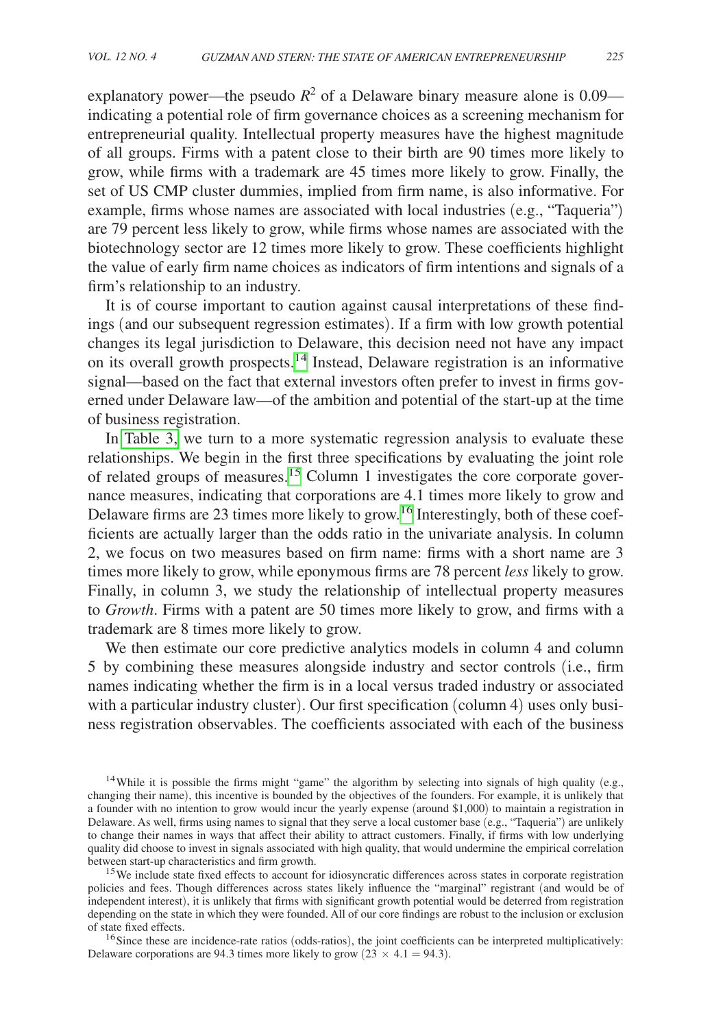explanatory power—the pseudo $R^2$ of a Delaware binary measure alone is 0.09—indicating a potential role of firm governance choices as a screening mechanism for entrepreneurial quality. Intellectual property measures have the highest magnitude of all groups. Firms with a patent close to their birth are 90 times more likely to grow, while firms with a trademark are 45 times more likely to grow. Finally, the set of US CMP cluster dummies, implied from firm name, is also informative. For example, firms whose names are associated with local industries (e.g., "Taqueria") are 79 percent less likely to grow, while firms whose names are associated with the biotechnology sector are 12 times more likely to grow. These coefficients highlight the value of early firm name choices as indicators of firm intentions and signals of a firm's relationship to an industry.

It is of course important to caution against causal interpretations of these findings (and our subsequent regression estimates). If a firm with low growth potential changes its legal jurisdiction to Delaware, this decision need not have any impact on its overall growth prospects.[14] Instead, Delaware registration is an informative signal—based on the fact that external investors often prefer to invest in firms governed under Delaware law—of the ambition and potential of the start-up at the time of business registration.

In Table 3, we turn to a more systematic regression analysis to evaluate these relationships. We begin in the first three specifications by evaluating the joint role of related groups of measures.[15] Column 1 investigates the core corporate governance measures, indicating that corporations are 4.1 times more likely to grow and Delaware firms are 23 times more likely to grow.[16] Interestingly, both of these coefficients are actually larger than the odds ratio in the univariate analysis. In column 2, we focus on two measures based on firm name: firms with a short name are 3 times more likely to grow, while eponymous firms are 78 percent *less* likely to grow. Finally, in column 3, we study the relationship of intellectual property measures to *Growth*. Firms with a patent are 50 times more likely to grow, and firms with a trademark are 8 times more likely to grow.

We then estimate our core predictive analytics models in column 4 and column 5 by combining these measures alongside industry and sector controls (i.e., firm names indicating whether the firm is in a local versus traded industry or associated with a particular industry cluster). Our first specification (column 4) uses only business registration observables. The coefficients associated with each of the business

[14] While it is possible the firms might "game" the algorithm by selecting into signals of high quality (e.g., changing their name), this incentive is bounded by the objectives of the founders. For example, it is unlikely that a founder with no intention to grow would incur the yearly expense (around $1,000) to maintain a registration in Delaware. As well, firms using names to signal that they serve a local customer base (e.g., "Taqueria") are unlikely to change their names in ways that affect their ability to attract customers. Finally, if firms with low underlying quality did choose to invest in signals associated with high quality, that would undermine the empirical correlation between start-up characteristics and firm growth.

[15] We include state fixed effects to account for idiosyncratic differences across states in corporate registration policies and fees. Though differences across states likely influence the "marginal" registrant (and would be of independent interest), it is unlikely that firms with significant growth potential would be deterred from registration depending on the state in which they were founded. All of our core findings are robust to the inclusion or exclusion of state fixed effects.

[16] Since these are incidence-rate ratios (odds-ratios), the joint coefficients can be interpreted multiplicatively: Delaware corporations are 94.3 times more likely to grow ($23 \times 4.1 = 94.3$).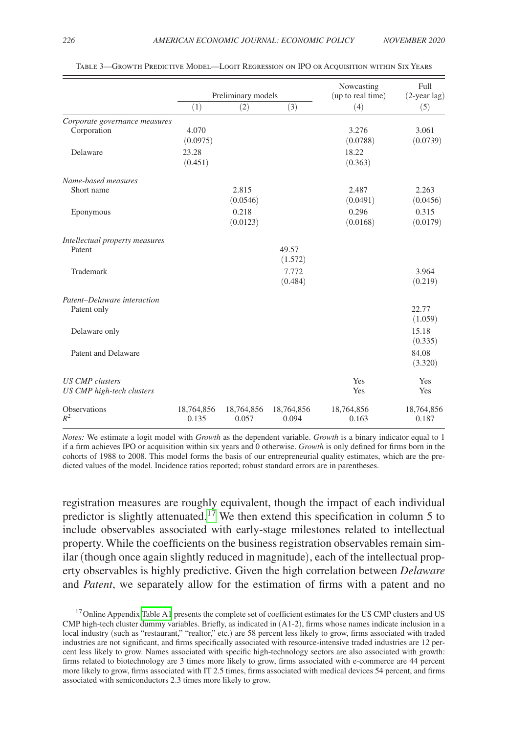Table 3—Growth Predictive Model—Logit Regression on IPO or Acquisition within Six Years

| | Preliminary models | | | Nowcasting (up to real time) | Full (2-year lag) |
|---|---|---|---|---|---|
| | (1) | (2) | (3) | (4) | (5) |
| *Corporate governance measures* | | | | | |
| Corporation | 4.070 | | | 3.276 | 3.061 |
| | (0.0975) | | | (0.0788) | (0.0739) |
| Delaware | 23.28 | | | 18.22 | |
| | (0.451) | | | (0.363) | |
| *Name-based measures* | | | | | |
| Short name | | 2.815 | | 2.487 | 2.263 |
| | | (0.0546) | | (0.0491) | (0.0456) |
| Eponymous | | 0.218 | | 0.296 | 0.315 |
| | | (0.0123) | | (0.0168) | (0.0179) |
| *Intellectual property measures* | | | | | |
| Patent | | | 49.57 | | |
| | | | (1.572) | | |
| Trademark | | | 7.772 | | 3.964 |
| | | | (0.484) | | (0.219) |
| *Patent–Delaware interaction* | | | | | |
| Patent only | | | | | 22.77 |
| | | | | | (1.059) |
| Delaware only | | | | | 15.18 |
| | | | | | (0.335) |
| Patent and Delaware | | | | | 84.08 |
| | | | | | (3.320) |
| *US CMP clusters* | | | | Yes | Yes |
| *US CMP high-tech clusters* | | | | Yes | Yes |
| Observations | 18,764,856 | 18,764,856 | 18,764,856 | 18,764,856 | 18,764,856 |
| $R^2$ | 0.135 | 0.057 | 0.094 | 0.163 | 0.187 |

*Notes:* We estimate a logit model with *Growth* as the dependent variable. *Growth* is a binary indicator equal to 1 if a firm achieves IPO or acquisition within six years and 0 otherwise. *Growth* is only defined for firms born in the cohorts of 1988 to 2008. This model forms the basis of our entrepreneurial quality estimates, which are the predicted values of the model. Incidence ratios reported; robust standard errors are in parentheses.

registration measures are roughly equivalent, though the impact of each individual predictor is slightly attenuated.[17] We then extend this specification in column 5 to include observables associated with early-stage milestones related to intellectual property. While the coefficients on the business registration observables remain similar (though once again slightly reduced in magnitude), each of the intellectual property observables is highly predictive. Given the high correlation between *Delaware* and *Patent*, we separately allow for the estimation of firms with a patent and no

[17] Online Appendix Table A1 presents the complete set of coefficient estimates for the US CMP clusters and US CMP high-tech cluster dummy variables. Briefly, as indicated in (A1-2), firms whose names indicate inclusion in a local industry (such as "restaurant," "realtor," etc.) are 58 percent less likely to grow, firms associated with traded industries are not significant, and firms specifically associated with resource-intensive traded industries are 12 percent less likely to grow. Names associated with specific high-technology sectors are also associated with growth: firms related to biotechnology are 3 times more likely to grow, firms associated with e-commerce are 44 percent more likely to grow, firms associated with IT 2.5 times, firms associated with medical devices 54 percent, and firms associated with semiconductors 2.3 times more likely to grow.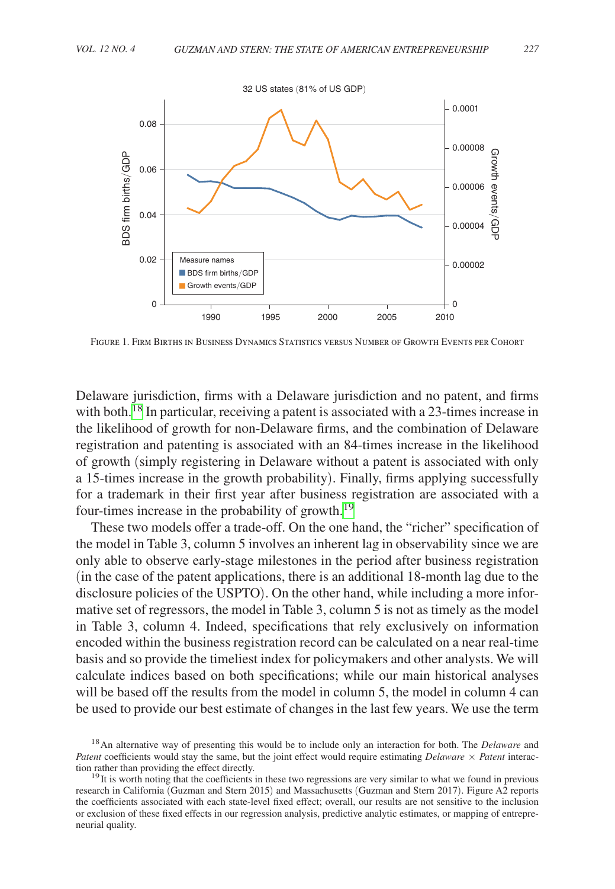Figure 1. Firm Births in Business Dynamics Statistics versus Number of Growth Events per Cohort

Delaware jurisdiction, firms with a Delaware jurisdiction and no patent, and firms with both.[18] In particular, receiving a patent is associated with a 23-times increase in the likelihood of growth for non-Delaware firms, and the combination of Delaware registration and patenting is associated with an 84-times increase in the likelihood of growth (simply registering in Delaware without a patent is associated with only a 15-times increase in the growth probability). Finally, firms applying successfully for a trademark in their first year after business registration are associated with a four-times increase in the probability of growth.[19]

These two models offer a trade-off. On the one hand, the "richer" specification of the model in Table 3, column 5 involves an inherent lag in observability since we are only able to observe early-stage milestones in the period after business registration (in the case of the patent applications, there is an additional 18-month lag due to the disclosure policies of the USPTO). On the other hand, while including a more informative set of regressors, the model in Table 3, column 5 is not as timely as the model in Table 3, column 4. Indeed, specifications that rely exclusively on information encoded within the business registration record can be calculated on a near real-time basis and so provide the timeliest index for policymakers and other analysts. We will calculate indices based on both specifications; while our main historical analyses will be based off the results from the model in column 5, the model in column 4 can be used to provide our best estimate of changes in the last few years. We use the term

[18] An alternative way of presenting this would be to include only an interaction for both. The *Delaware* and *Patent* coefficients would stay the same, but the joint effect would require estimating *Delaware* × *Patent* interaction rather than providing the effect directly.

[19] It is worth noting that the coefficients in these two regressions are very similar to what we found in previous research in California (Guzman and Stern 2015) and Massachusetts (Guzman and Stern 2017). Figure A2 reports the coefficients associated with each state-level fixed effect; overall, our results are not sensitive to the inclusion or exclusion of these fixed effects in our regression analysis, predictive analytic estimates, or mapping of entrepreneurial quality.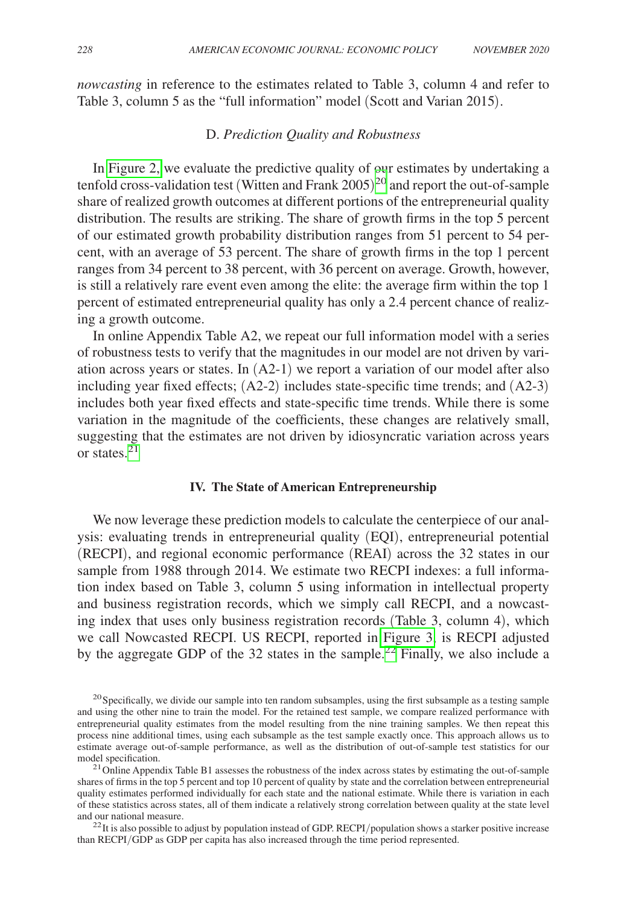*nowcasting* in reference to the estimates related to Table 3, column 4 and refer to Table 3, column 5 as the "full information" model (Scott and Varian 2015).

### D. *Prediction Quality and Robustness*

In Figure 2, we evaluate the predictive quality of our estimates by undertaking a tenfold cross-validation test (Witten and Frank 2005)[20] and report the out-of-sample share of realized growth outcomes at different portions of the entrepreneurial quality distribution. The results are striking. The share of growth firms in the top 5 percent of our estimated growth probability distribution ranges from 51 percent to 54 percent, with an average of 53 percent. The share of growth firms in the top 1 percent ranges from 34 percent to 38 percent, with 36 percent on average. Growth, however, is still a relatively rare event even among the elite: the average firm within the top 1 percent of estimated entrepreneurial quality has only a 2.4 percent chance of realizing a growth outcome.

In online Appendix Table A2, we repeat our full information model with a series of robustness tests to verify that the magnitudes in our model are not driven by variation across years or states. In (A2-1) we report a variation of our model after also including year fixed effects; (A2-2) includes state-specific time trends; and (A2-3) includes both year fixed effects and state-specific time trends. While there is some variation in the magnitude of the coefficients, these changes are relatively small, suggesting that the estimates are not driven by idiosyncratic variation across years or states.[21]

## IV. The State of American Entrepreneurship

We now leverage these prediction models to calculate the centerpiece of our analysis: evaluating trends in entrepreneurial quality (EQI), entrepreneurial potential (RECPI), and regional economic performance (REAI) across the 32 states in our sample from 1988 through 2014. We estimate two RECPI indexes: a full information index based on Table 3, column 5 using information in intellectual property and business registration records, which we simply call RECPI, and a nowcasting index that uses only business registration records (Table 3, column 4), which we call Nowcasted RECPI. US RECPI, reported in Figure 3, is RECPI adjusted by the aggregate GDP of the 32 states in the sample.[22] Finally, we also include a

[20] Specifically, we divide our sample into ten random subsamples, using the first subsample as a testing sample and using the other nine to train the model. For the retained test sample, we compare realized performance with entrepreneurial quality estimates from the model resulting from the nine training samples. We then repeat this process nine additional times, using each subsample as the test sample exactly once. This approach allows us to estimate average out-of-sample performance, as well as the distribution of out-of-sample test statistics for our model specification.

[21] Online Appendix Table B1 assesses the robustness of the index across states by estimating the out-of-sample shares of firms in the top 5 percent and top 10 percent of quality by state and the correlation between entrepreneurial quality estimates performed individually for each state and the national estimate. While there is variation in each of these statistics across states, all of them indicate a relatively strong correlation between quality at the state level and our national measure.

[22] It is also possible to adjust by population instead of GDP. RECPI/population shows a starker positive increase than RECPI/GDP as GDP per capita has also increased through the time period represented.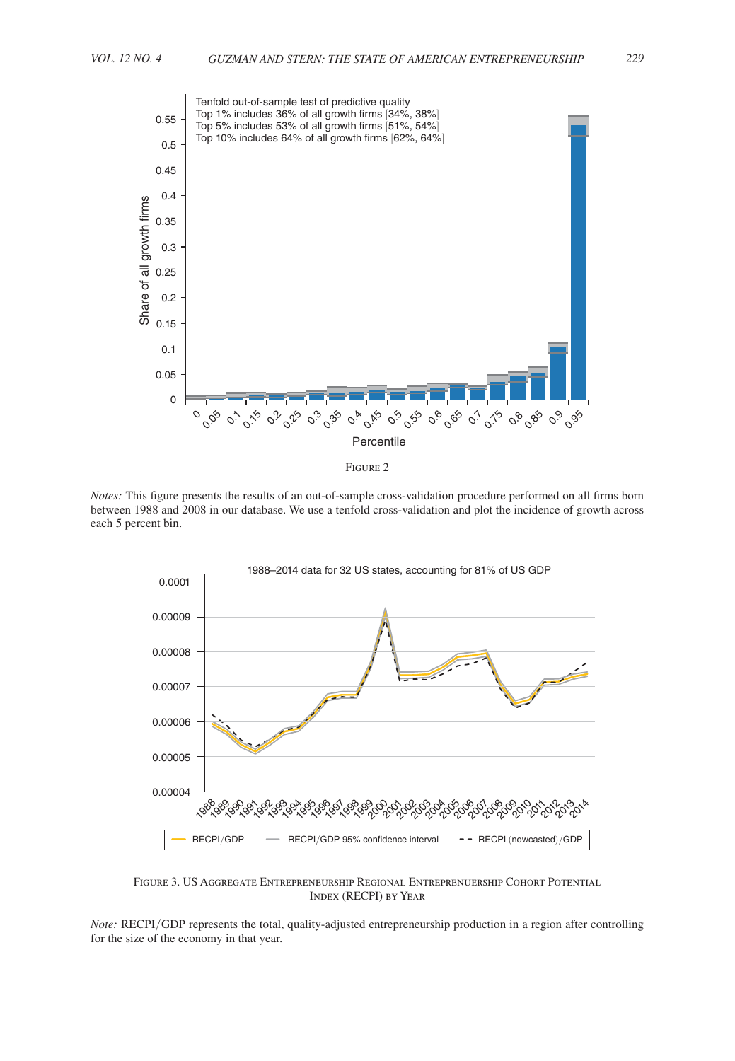Figure 2

*Notes:* This figure presents the results of an out-of-sample cross-validation procedure performed on all firms born between 1988 and 2008 in our database. We use a tenfold cross-validation and plot the incidence of growth across each 5 percent bin.

Figure 3. US Aggregate Entrepreneurship Regional Entreprenuership Cohort Potential Index (RECPI) by Year

*Note:* RECPI/GDP represents the total, quality-adjusted entrepreneurship production in a region after controlling for the size of the economy in that year.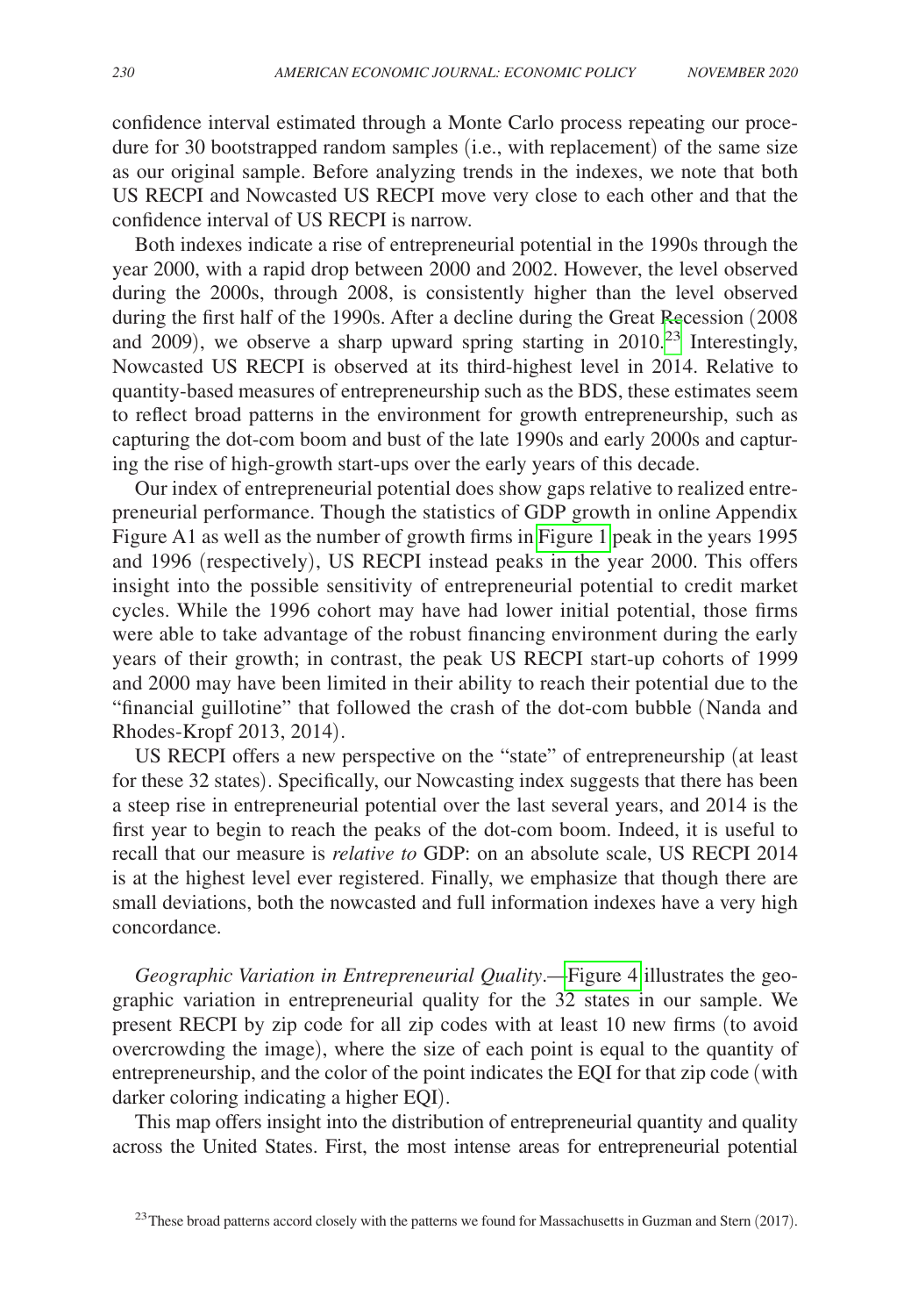confidence interval estimated through a Monte Carlo process repeating our procedure for 30 bootstrapped random samples (i.e., with replacement) of the same size as our original sample. Before analyzing trends in the indexes, we note that both US RECPI and Nowcasted US RECPI move very close to each other and that the confidence interval of US RECPI is narrow.

Both indexes indicate a rise of entrepreneurial potential in the 1990s through the year 2000, with a rapid drop between 2000 and 2002. However, the level observed during the 2000s, through 2008, is consistently higher than the level observed during the first half of the 1990s. After a decline during the Great Recession (2008 and 2009), we observe a sharp upward spring starting in 2010.[23] Interestingly, Nowcasted US RECPI is observed at its third-highest level in 2014. Relative to quantity-based measures of entrepreneurship such as the BDS, these estimates seem to reflect broad patterns in the environment for growth entrepreneurship, such as capturing the dot-com boom and bust of the late 1990s and early 2000s and capturing the rise of high-growth start-ups over the early years of this decade.

Our index of entrepreneurial potential does show gaps relative to realized entrepreneurial performance. Though the statistics of GDP growth in online Appendix Figure A1 as well as the number of growth firms in Figure 1 peak in the years 1995 and 1996 (respectively), US RECPI instead peaks in the year 2000. This offers insight into the possible sensitivity of entrepreneurial potential to credit market cycles. While the 1996 cohort may have had lower initial potential, those firms were able to take advantage of the robust financing environment during the early years of their growth; in contrast, the peak US RECPI start-up cohorts of 1999 and 2000 may have been limited in their ability to reach their potential due to the "financial guillotine" that followed the crash of the dot-com bubble (Nanda and Rhodes-Kropf 2013, 2014).

US RECPI offers a new perspective on the "state" of entrepreneurship (at least for these 32 states). Specifically, our Nowcasting index suggests that there has been a steep rise in entrepreneurial potential over the last several years, and 2014 is the first year to begin to reach the peaks of the dot-com boom. Indeed, it is useful to recall that our measure is *relative to* GDP: on an absolute scale, US RECPI 2014 is at the highest level ever registered. Finally, we emphasize that though there are small deviations, both the nowcasted and full information indexes have a very high concordance.

*Geographic Variation in Entrepreneurial Quality*.—Figure 4 illustrates the geographic variation in entrepreneurial quality for the 32 states in our sample. We present RECPI by zip code for all zip codes with at least 10 new firms (to avoid overcrowding the image), where the size of each point is equal to the quantity of entrepreneurship, and the color of the point indicates the EQI for that zip code (with darker coloring indicating a higher EQI).

This map offers insight into the distribution of entrepreneurial quantity and quality across the United States. First, the most intense areas for entrepreneurial potential

[23] These broad patterns accord closely with the patterns we found for Massachusetts in Guzman and Stern (2017).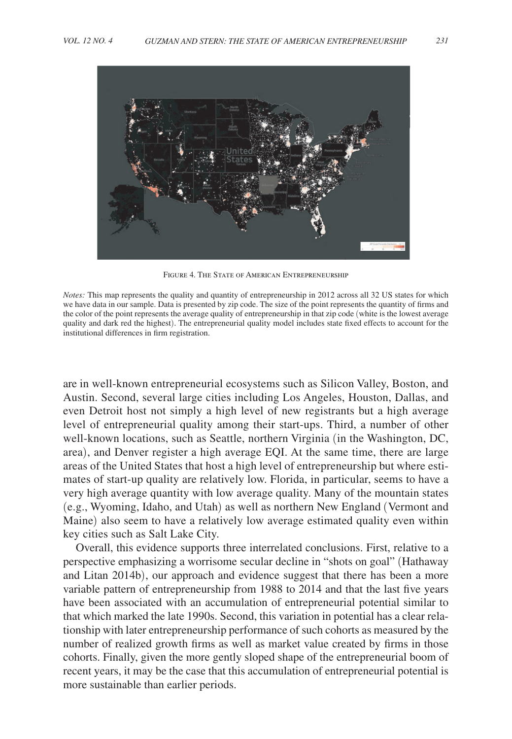Figure 4. The State of American Entrepreneurship

*Notes:* This map represents the quality and quantity of entrepreneurship in 2012 across all 32 US states for which we have data in our sample. Data is presented by zip code. The size of the point represents the quantity of firms and the color of the point represents the average quality of entrepreneurship in that zip code (white is the lowest average quality and dark red the highest). The entrepreneurial quality model includes state fixed effects to account for the institutional differences in firm registration.

are in well-known entrepreneurial ecosystems such as Silicon Valley, Boston, and Austin. Second, several large cities including Los Angeles, Houston, Dallas, and even Detroit host not simply a high level of new registrants but a high average level of entrepreneurial quality among their start-ups. Third, a number of other well-known locations, such as Seattle, northern Virginia (in the Washington, DC, area), and Denver register a high average EQI. At the same time, there are large areas of the United States that host a high level of entrepreneurship but where estimates of start-up quality are relatively low. Florida, in particular, seems to have a very high average quantity with low average quality. Many of the mountain states (e.g., Wyoming, Idaho, and Utah) as well as northern New England (Vermont and Maine) also seem to have a relatively low average estimated quality even within key cities such as Salt Lake City.

Overall, this evidence supports three interrelated conclusions. First, relative to a perspective emphasizing a worrisome secular decline in "shots on goal" (Hathaway and Litan 2014b), our approach and evidence suggest that there has been a more variable pattern of entrepreneurship from 1988 to 2014 and that the last five years have been associated with an accumulation of entrepreneurial potential similar to that which marked the late 1990s. Second, this variation in potential has a clear relationship with later entrepreneurship performance of such cohorts as measured by the number of realized growth firms as well as market value created by firms in those cohorts. Finally, given the more gently sloped shape of the entrepreneurial boom of recent years, it may be the case that this accumulation of entrepreneurial potential is more sustainable than earlier periods.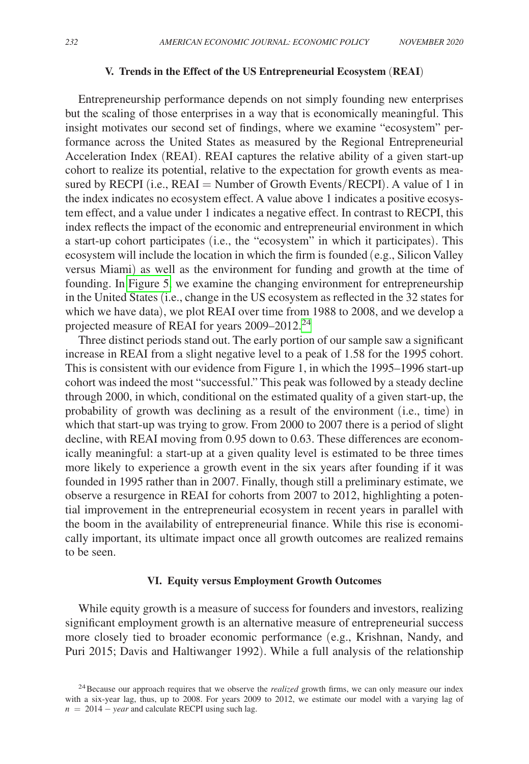### V. Trends in the Effect of the US Entrepreneurial Ecosystem (REAI)

Entrepreneurship performance depends on not simply founding new enterprises but the scaling of those enterprises in a way that is economically meaningful. This insight motivates our second set of findings, where we examine "ecosystem" performance across the United States as measured by the Regional Entrepreneurial Acceleration Index (REAI). REAI captures the relative ability of a given start-up cohort to realize its potential, relative to the expectation for growth events as measured by RECPI (i.e., REAI = Number of Growth Events/RECPI). A value of 1 in the index indicates no ecosystem effect. A value above 1 indicates a positive ecosystem effect, and a value under 1 indicates a negative effect. In contrast to RECPI, this index reflects the impact of the economic and entrepreneurial environment in which a start-up cohort participates (i.e., the "ecosystem" in which it participates). This ecosystem will include the location in which the firm is founded (e.g., Silicon Valley versus Miami) as well as the environment for funding and growth at the time of founding. In Figure 5, we examine the changing environment for entrepreneurship in the United States (i.e., change in the US ecosystem as reflected in the 32 states for which we have data), we plot REAI over time from 1988 to 2008, and we develop a projected measure of REAI for years 2009–2012.[24]

Three distinct periods stand out. The early portion of our sample saw a significant increase in REAI from a slight negative level to a peak of 1.58 for the 1995 cohort. This is consistent with our evidence from Figure 1, in which the 1995–1996 start-up cohort was indeed the most "successful." This peak was followed by a steady decline through 2000, in which, conditional on the estimated quality of a given start-up, the probability of growth was declining as a result of the environment (i.e., time) in which that start-up was trying to grow. From 2000 to 2007 there is a period of slight decline, with REAI moving from 0.95 down to 0.63. These differences are economically meaningful: a start-up at a given quality level is estimated to be three times more likely to experience a growth event in the six years after founding if it was founded in 1995 rather than in 2007. Finally, though still a preliminary estimate, we observe a resurgence in REAI for cohorts from 2007 to 2012, highlighting a potential improvement in the entrepreneurial ecosystem in recent years in parallel with the boom in the availability of entrepreneurial finance. While this rise is economically important, its ultimate impact once all growth outcomes are realized remains to be seen.

### VI. Equity versus Employment Growth Outcomes

While equity growth is a measure of success for founders and investors, realizing significant employment growth is an alternative measure of entrepreneurial success more closely tied to broader economic performance (e.g., Krishnan, Nandy, and Puri 2015; Davis and Haltiwanger 1992). While a full analysis of the relationship

[24] Because our approach requires that we observe the *realized* growth firms, we can only measure our index with a six-year lag, thus, up to 2008. For years 2009 to 2012, we estimate our model with a varying lag of $n = 2014 - year$ and calculate RECPI using such lag.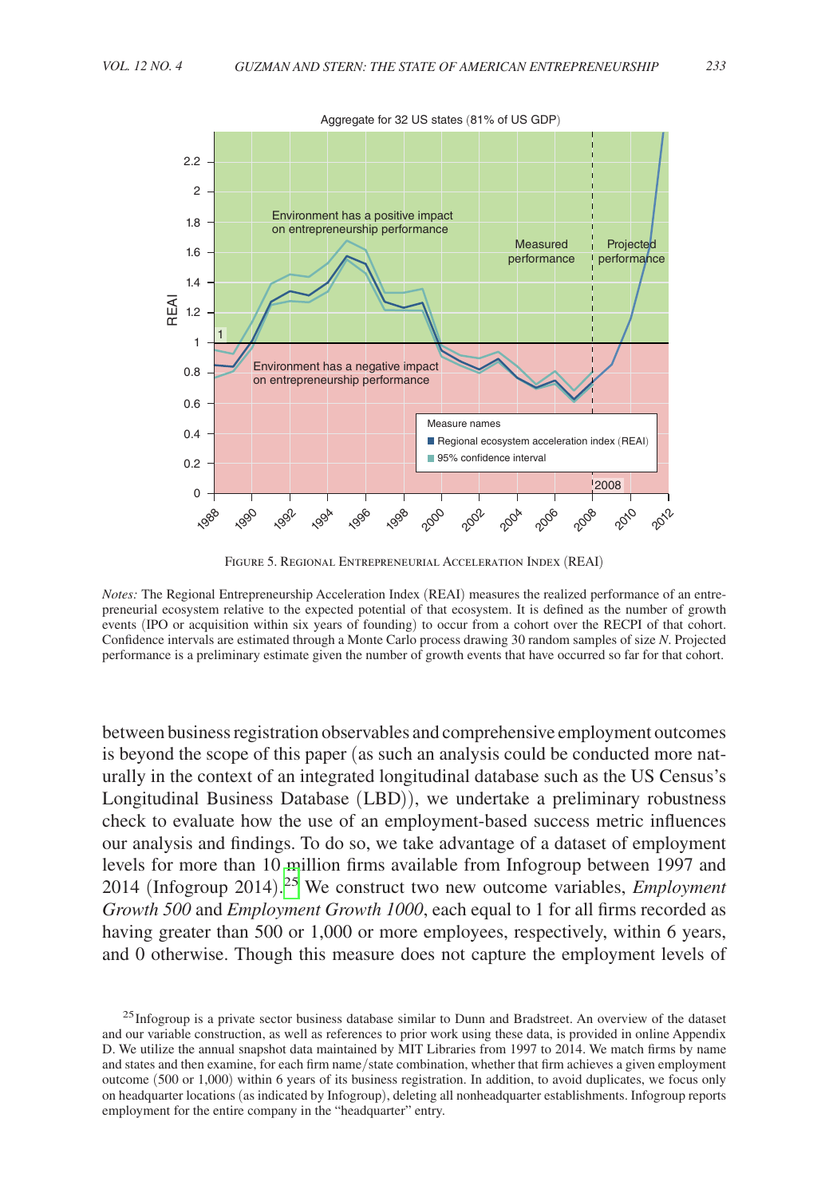FIGURE 5. REGIONAL ENTREPRENEURIAL ACCELERATION INDEX (REAI)

*Notes:* The Regional Entrepreneurship Acceleration Index (REAI) measures the realized performance of an entrepreneurial ecosystem relative to the expected potential of that ecosystem. It is defined as the number of growth events (IPO or acquisition within six years of founding) to occur from a cohort over the RECPI of that cohort. Confidence intervals are estimated through a Monte Carlo process drawing 30 random samples of size *N*. Projected performance is a preliminary estimate given the number of growth events that have occurred so far for that cohort.

between business registration observables and comprehensive employment outcomes is beyond the scope of this paper (as such an analysis could be conducted more naturally in the context of an integrated longitudinal database such as the US Census's Longitudinal Business Database (LBD)), we undertake a preliminary robustness check to evaluate how the use of an employment-based success metric influences our analysis and findings. To do so, we take advantage of a dataset of employment levels for more than 10 million firms available from Infogroup between 1997 and 2014 (Infogroup 2014).[25] We construct two new outcome variables, *Employment Growth 500* and *Employment Growth 1000*, each equal to 1 for all firms recorded as having greater than 500 or 1,000 or more employees, respectively, within 6 years, and 0 otherwise. Though this measure does not capture the employment levels of

[25] Infogroup is a private sector business database similar to Dunn and Bradstreet. An overview of the dataset and our variable construction, as well as references to prior work using these data, is provided in online Appendix D. We utilize the annual snapshot data maintained by MIT Libraries from 1997 to 2014. We match firms by name and states and then examine, for each firm name/state combination, whether that firm achieves a given employment outcome (500 or 1,000) within 6 years of its business registration. In addition, to avoid duplicates, we focus only on headquarter locations (as indicated by Infogroup), deleting all nonheadquarter establishments. Infogroup reports employment for the entire company in the "headquarter" entry.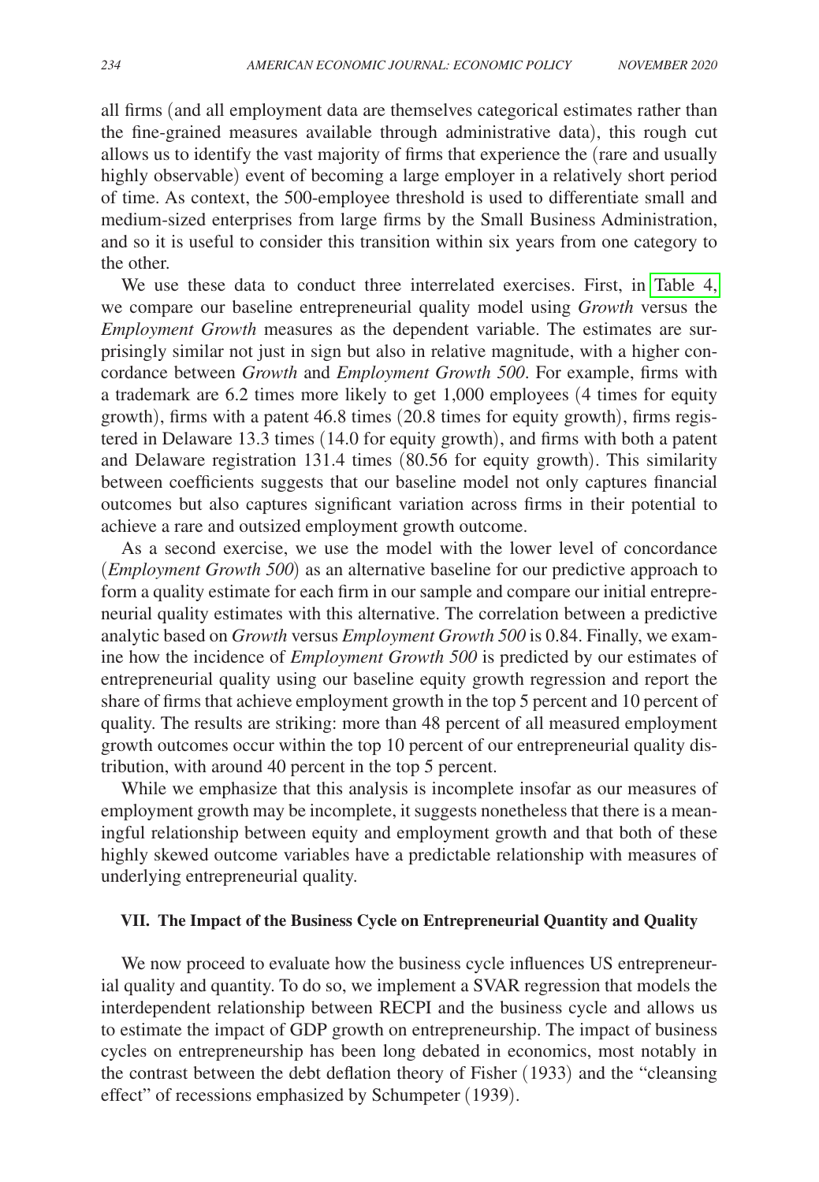all firms (and all employment data are themselves categorical estimates rather than the fine-grained measures available through administrative data), this rough cut allows us to identify the vast majority of firms that experience the (rare and usually highly observable) event of becoming a large employer in a relatively short period of time. As context, the 500-employee threshold is used to differentiate small and medium-sized enterprises from large firms by the Small Business Administration, and so it is useful to consider this transition within six years from one category to the other.

We use these data to conduct three interrelated exercises. First, in Table 4, we compare our baseline entrepreneurial quality model using *Growth* versus the *Employment Growth* measures as the dependent variable. The estimates are surprisingly similar not just in sign but also in relative magnitude, with a higher concordance between *Growth* and *Employment Growth 500*. For example, firms with a trademark are 6.2 times more likely to get 1,000 employees (4 times for equity growth), firms with a patent 46.8 times (20.8 times for equity growth), firms registered in Delaware 13.3 times (14.0 for equity growth), and firms with both a patent and Delaware registration 131.4 times (80.56 for equity growth). This similarity between coefficients suggests that our baseline model not only captures financial outcomes but also captures significant variation across firms in their potential to achieve a rare and outsized employment growth outcome.

As a second exercise, we use the model with the lower level of concordance (*Employment Growth 500*) as an alternative baseline for our predictive approach to form a quality estimate for each firm in our sample and compare our initial entrepreneurial quality estimates with this alternative. The correlation between a predictive analytic based on *Growth* versus *Employment Growth 500* is 0.84. Finally, we examine how the incidence of *Employment Growth 500* is predicted by our estimates of entrepreneurial quality using our baseline equity growth regression and report the share of firms that achieve employment growth in the top 5 percent and 10 percent of quality. The results are striking: more than 48 percent of all measured employment growth outcomes occur within the top 10 percent of our entrepreneurial quality distribution, with around 40 percent in the top 5 percent.

While we emphasize that this analysis is incomplete insofar as our measures of employment growth may be incomplete, it suggests nonetheless that there is a meaningful relationship between equity and employment growth and that both of these highly skewed outcome variables have a predictable relationship with measures of underlying entrepreneurial quality.

## VII. The Impact of the Business Cycle on Entrepreneurial Quantity and Quality

We now proceed to evaluate how the business cycle influences US entrepreneurial quality and quantity. To do so, we implement a SVAR regression that models the interdependent relationship between RECPI and the business cycle and allows us to estimate the impact of GDP growth on entrepreneurship. The impact of business cycles on entrepreneurship has been long debated in economics, most notably in the contrast between the debt deflation theory of Fisher (1933) and the "cleansing effect" of recessions emphasized by Schumpeter (1939).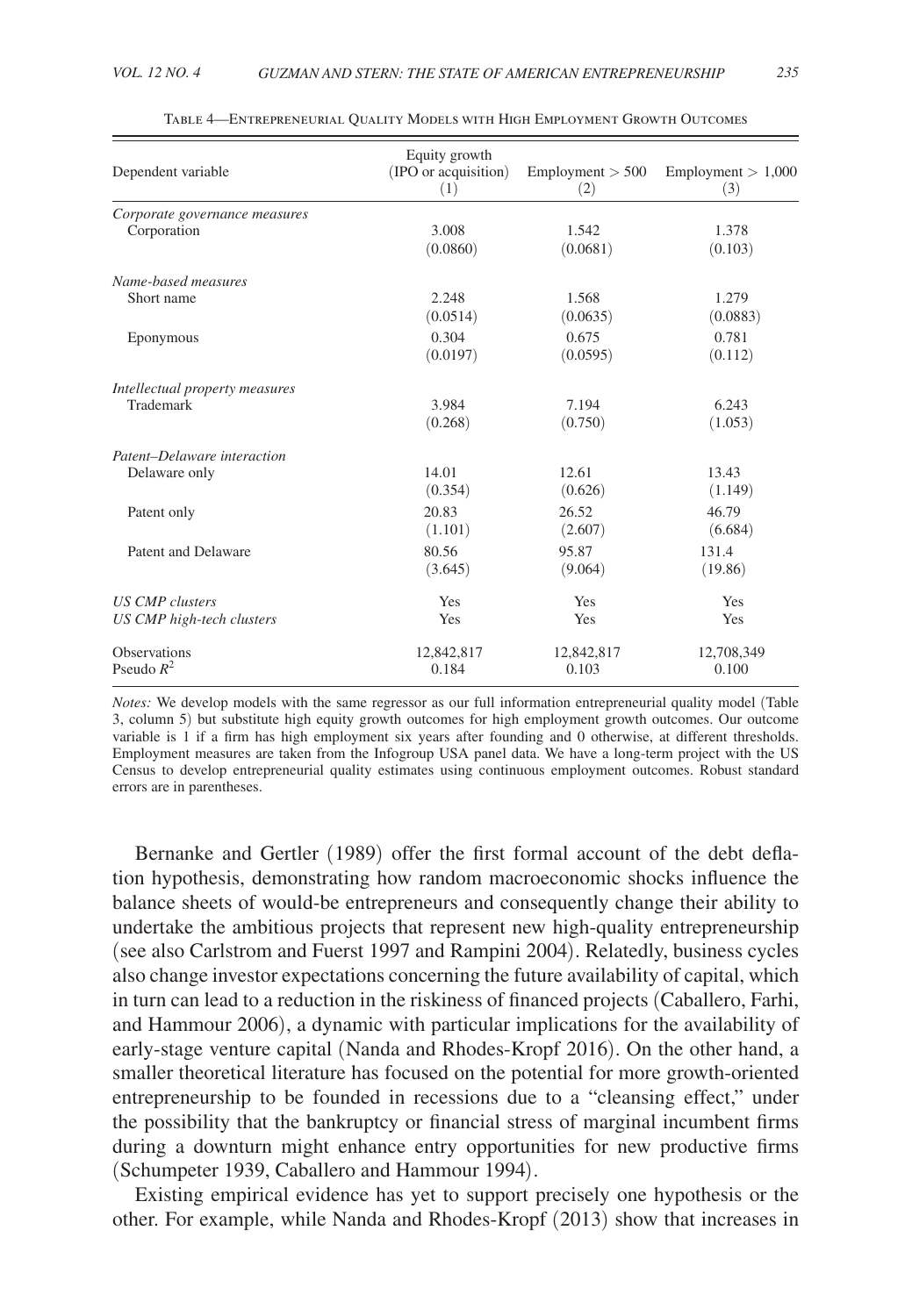Table 4—Entrepreneurial Quality Models with High Employment Growth Outcomes

| Dependent variable | Equity growth (IPO or acquisition) (1) | Employment > 500 (2) | Employment > 1,000 (3) |
|---|---|---|---|
| *Corporate governance measures* | | | |
| Corporation | 3.008 | 1.542 | 1.378 |
| | (0.0860) | (0.0681) | (0.103) |
| *Name-based measures* | | | |
| Short name | 2.248 | 1.568 | 1.279 |
| | (0.0514) | (0.0635) | (0.0883) |
| Eponymous | 0.304 | 0.675 | 0.781 |
| | (0.0197) | (0.0595) | (0.112) |
| *Intellectual property measures* | | | |
| Trademark | 3.984 | 7.194 | 6.243 |
| | (0.268) | (0.750) | (1.053) |
| *Patent–Delaware interaction* | | | |
| Delaware only | 14.01 | 12.61 | 13.43 |
| | (0.354) | (0.626) | (1.149) |
| Patent only | 20.83 | 26.52 | 46.79 |
| | (1.101) | (2.607) | (6.684) |
| Patent and Delaware | 80.56 | 95.87 | 131.4 |
| | (3.645) | (9.064) | (19.86) |
| *US CMP clusters* | Yes | Yes | Yes |
| *US CMP high-tech clusters* | Yes | Yes | Yes |
| Observations | 12,842,817 | 12,842,817 | 12,708,349 |
| Pseudo $R^2$ | 0.184 | 0.103 | 0.100 |

*Notes:* We develop models with the same regressor as our full information entrepreneurial quality model (Table 3, column 5) but substitute high equity growth outcomes for high employment growth outcomes. Our outcome variable is 1 if a firm has high employment six years after founding and 0 otherwise, at different thresholds. Employment measures are taken from the Infogroup USA panel data. We have a long-term project with the US Census to develop entrepreneurial quality estimates using continuous employment outcomes. Robust standard errors are in parentheses.

Bernanke and Gertler (1989) offer the first formal account of the debt deflation hypothesis, demonstrating how random macroeconomic shocks influence the balance sheets of would-be entrepreneurs and consequently change their ability to undertake the ambitious projects that represent new high-quality entrepreneurship (see also Carlstrom and Fuerst 1997 and Rampini 2004). Relatedly, business cycles also change investor expectations concerning the future availability of capital, which in turn can lead to a reduction in the riskiness of financed projects (Caballero, Farhi, and Hammour 2006), a dynamic with particular implications for the availability of early-stage venture capital (Nanda and Rhodes-Kropf 2016). On the other hand, a smaller theoretical literature has focused on the potential for more growth-oriented entrepreneurship to be founded in recessions due to a "cleansing effect," under the possibility that the bankruptcy or financial stress of marginal incumbent firms during a downturn might enhance entry opportunities for new productive firms (Schumpeter 1939, Caballero and Hammour 1994).

Existing empirical evidence has yet to support precisely one hypothesis or the other. For example, while Nanda and Rhodes-Kropf (2013) show that increases in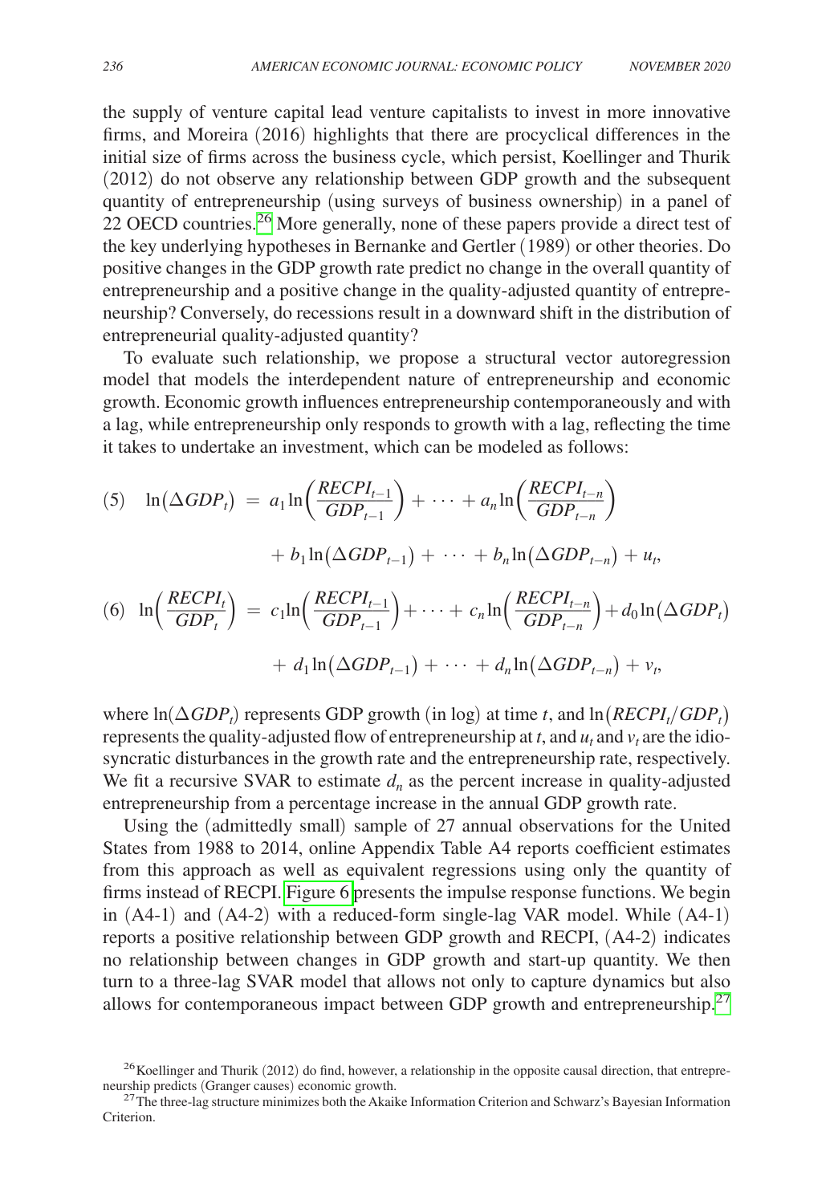the supply of venture capital lead venture capitalists to invest in more innovative firms, and Moreira (2016) highlights that there are procyclical differences in the initial size of firms across the business cycle, which persist, Koellinger and Thurik (2012) do not observe any relationship between GDP growth and the subsequent quantity of entrepreneurship (using surveys of business ownership) in a panel of 22 OECD countries.[26] More generally, none of these papers provide a direct test of the key underlying hypotheses in Bernanke and Gertler (1989) or other theories. Do positive changes in the GDP growth rate predict no change in the overall quantity of entrepreneurship and a positive change in the quality-adjusted quantity of entrepreneurship? Conversely, do recessions result in a downward shift in the distribution of entrepreneurial quality-adjusted quantity?

To evaluate such relationship, we propose a structural vector autoregression model that models the interdependent nature of entrepreneurship and economic growth. Economic growth influences entrepreneurship contemporaneously and with a lag, while entrepreneurship only responds to growth with a lag, reflecting the time it takes to undertake an investment, which can be modeled as follows:

$$(5) \quad \ln(\Delta GDP_t) = a_1 \ln\left(\frac{RECPI_{t-1}}{GDP_{t-1}}\right) + \cdots + a_n \ln\left(\frac{RECPI_{t-n}}{GDP_{t-n}}\right) + b_1 \ln(\Delta GDP_{t-1}) + \cdots + b_n \ln(\Delta GDP_{t-n}) + u_t,$$

$$(6) \quad \ln\left(\frac{RECPI_t}{GDP_t}\right) = c_1 \ln\left(\frac{RECPI_{t-1}}{GDP_{t-1}}\right) + \cdots + c_n \ln\left(\frac{RECPI_{t-n}}{GDP_{t-n}}\right) + d_0 \ln(\Delta GDP_t) + d_1 \ln(\Delta GDP_{t-1}) + \cdots + d_n \ln(\Delta GDP_{t-n}) + v_t,$$

where $\ln(\Delta GDP_t)$ represents GDP growth (in log) at time $t$, and $\ln(RECPI_t/GDP_t)$ represents the quality-adjusted flow of entrepreneurship at $t$, and $u_t$ and $v_t$ are the idiosyncratic disturbances in the growth rate and the entrepreneurship rate, respectively. We fit a recursive SVAR to estimate $d_n$ as the percent increase in quality-adjusted entrepreneurship from a percentage increase in the annual GDP growth rate.

Using the (admittedly small) sample of 27 annual observations for the United States from 1988 to 2014, online Appendix Table A4 reports coefficient estimates from this approach as well as equivalent regressions using only the quantity of firms instead of RECPI. Figure 6 presents the impulse response functions. We begin in (A4-1) and (A4-2) with a reduced-form single-lag VAR model. While (A4-1) reports a positive relationship between GDP growth and RECPI, (A4-2) indicates no relationship between changes in GDP growth and start-up quantity. We then turn to a three-lag SVAR model that allows not only to capture dynamics but also allows for contemporaneous impact between GDP growth and entrepreneurship.[27]

[26] Koellinger and Thurik (2012) do find, however, a relationship in the opposite causal direction, that entrepreneurship predicts (Granger causes) economic growth.

[27] The three-lag structure minimizes both the Akaike Information Criterion and Schwarz's Bayesian Information Criterion.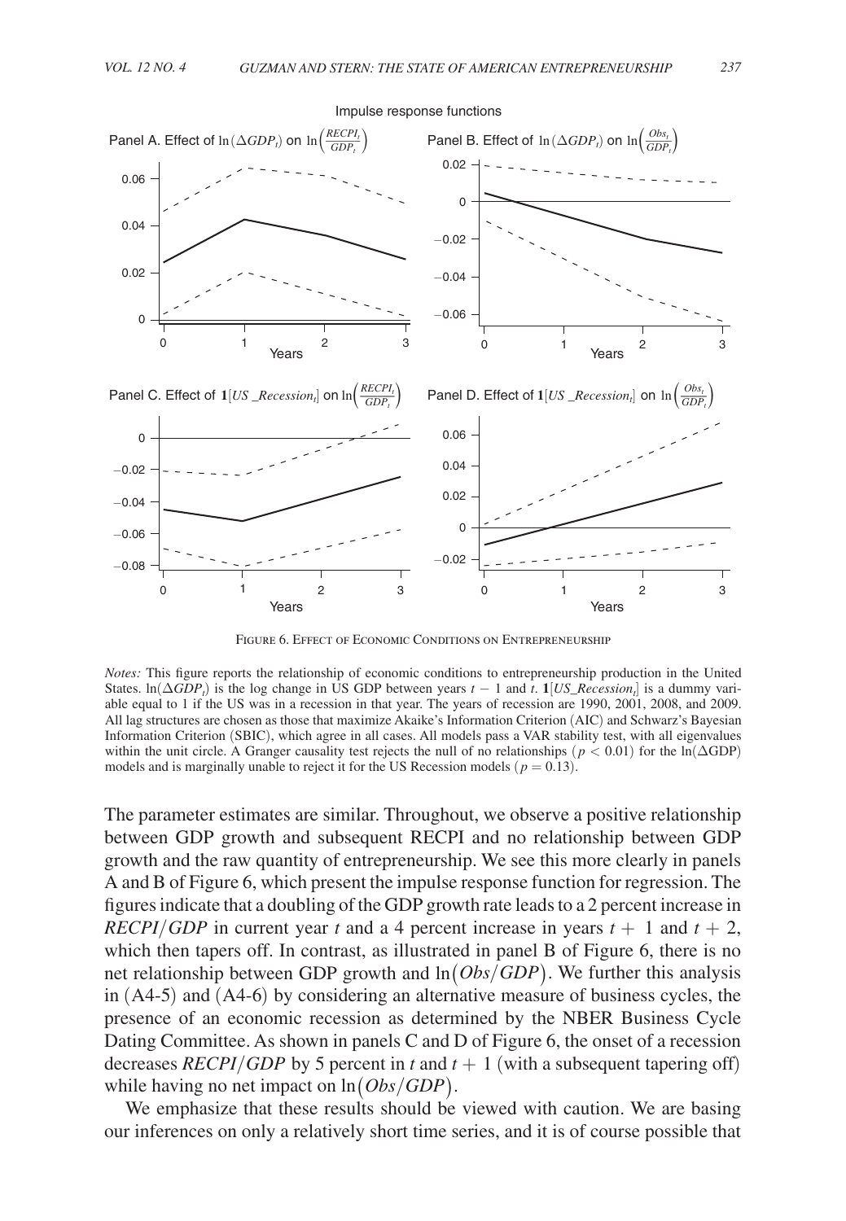Impulse response functions

Panel A. Effect of $\ln(\Delta GDP_t)$ on $\ln\left(\frac{RECPI_t}{GDP_t}\right)$

Panel B. Effect of $\ln(\Delta GDP_t)$ on $\ln\left(\frac{Obs_t}{GDP_t}\right)$

Panel C. Effect of $\mathbf{1}[US\_Recession_t]$ on $\ln\left(\frac{RECPI_t}{GDP_t}\right)$

Panel D. Effect of $\mathbf{1}[US\_Recession_t]$ on $\ln\left(\frac{Obs_t}{GDP_t}\right)$

Figure 6. Effect of Economic Conditions on Entrepreneurship

*Notes:* This figure reports the relationship of economic conditions to entrepreneurship production in the United States. $\ln(\Delta GDP_t)$ is the log change in US GDP between years $t-1$ and $t$. $\mathbf{1}[US\_Recession_t]$ is a dummy variable equal to 1 if the US was in a recession in that year. The years of recession are 1990, 2001, 2008, and 2009. All lag structures are chosen as those that maximize Akaike's Information Criterion (AIC) and Schwarz's Bayesian Information Criterion (SBIC), which agree in all cases. All models pass a VAR stability test, with all eigenvalues within the unit circle. A Granger causality test rejects the null of no relationships ($p < 0.01$) for the $\ln(\Delta\text{GDP})$ models and is marginally unable to reject it for the US Recession models ($p = 0.13$).

The parameter estimates are similar. Throughout, we observe a positive relationship between GDP growth and subsequent RECPI and no relationship between GDP growth and the raw quantity of entrepreneurship. We see this more clearly in panels A and B of Figure 6, which present the impulse response function for regression. The figures indicate that a doubling of the GDP growth rate leads to a 2 percent increase in $RECPI/GDP$ in current year $t$ and a 4 percent increase in years $t+1$ and $t+2$, which then tapers off. In contrast, as illustrated in panel B of Figure 6, there is no net relationship between GDP growth and $\ln(Obs/GDP)$. We further this analysis in (A4-5) and (A4-6) by considering an alternative measure of business cycles, the presence of an economic recession as determined by the NBER Business Cycle Dating Committee. As shown in panels C and D of Figure 6, the onset of a recession decreases $RECPI/GDP$ by 5 percent in $t$ and $t+1$ (with a subsequent tapering off) while having no net impact on $\ln(Obs/GDP)$.

We emphasize that these results should be viewed with caution. We are basing our inferences on only a relatively short time series, and it is of course possible that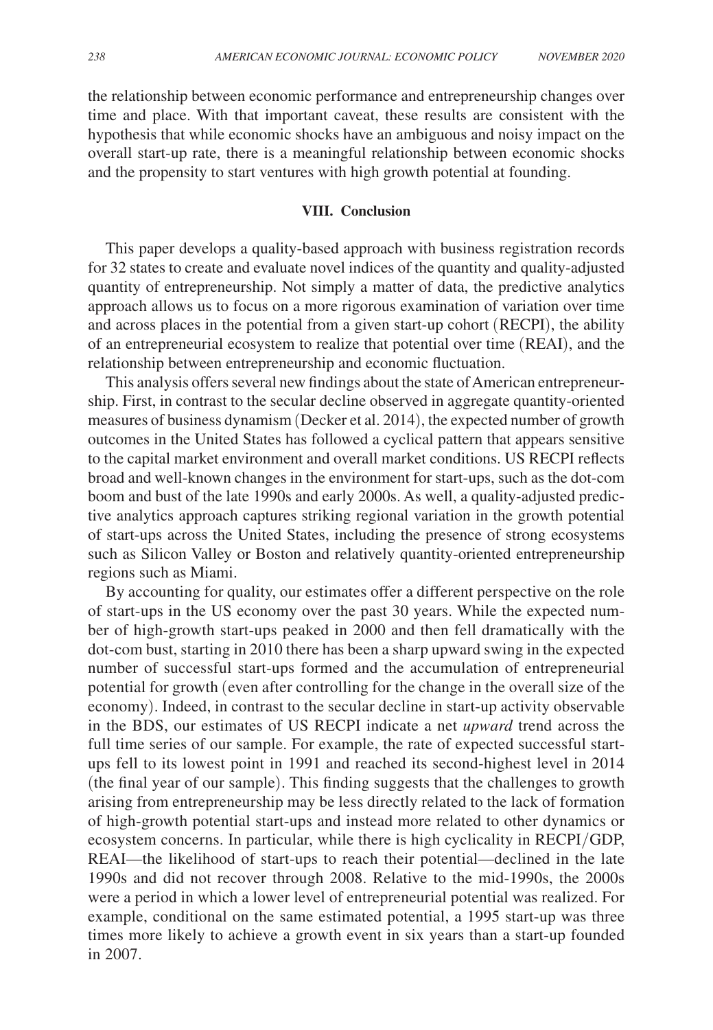the relationship between economic performance and entrepreneurship changes over time and place. With that important caveat, these results are consistent with the hypothesis that while economic shocks have an ambiguous and noisy impact on the overall start-up rate, there is a meaningful relationship between economic shocks and the propensity to start ventures with high growth potential at founding.

## VIII. Conclusion

This paper develops a quality-based approach with business registration records for 32 states to create and evaluate novel indices of the quantity and quality-adjusted quantity of entrepreneurship. Not simply a matter of data, the predictive analytics approach allows us to focus on a more rigorous examination of variation over time and across places in the potential from a given start-up cohort (RECPI), the ability of an entrepreneurial ecosystem to realize that potential over time (REAI), and the relationship between entrepreneurship and economic fluctuation.

This analysis offers several new findings about the state of American entrepreneurship. First, in contrast to the secular decline observed in aggregate quantity-oriented measures of business dynamism (Decker et al. 2014), the expected number of growth outcomes in the United States has followed a cyclical pattern that appears sensitive to the capital market environment and overall market conditions. US RECPI reflects broad and well-known changes in the environment for start-ups, such as the dot-com boom and bust of the late 1990s and early 2000s. As well, a quality-adjusted predictive analytics approach captures striking regional variation in the growth potential of start-ups across the United States, including the presence of strong ecosystems such as Silicon Valley or Boston and relatively quantity-oriented entrepreneurship regions such as Miami.

By accounting for quality, our estimates offer a different perspective on the role of start-ups in the US economy over the past 30 years. While the expected number of high-growth start-ups peaked in 2000 and then fell dramatically with the dot-com bust, starting in 2010 there has been a sharp upward swing in the expected number of successful start-ups formed and the accumulation of entrepreneurial potential for growth (even after controlling for the change in the overall size of the economy). Indeed, in contrast to the secular decline in start-up activity observable in the BDS, our estimates of US RECPI indicate a net *upward* trend across the full time series of our sample. For example, the rate of expected successful start-ups fell to its lowest point in 1991 and reached its second-highest level in 2014 (the final year of our sample). This finding suggests that the challenges to growth arising from entrepreneurship may be less directly related to the lack of formation of high-growth potential start-ups and instead more related to other dynamics or ecosystem concerns. In particular, while there is high cyclicality in RECPI/GDP, REAI—the likelihood of start-ups to reach their potential—declined in the late 1990s and did not recover through 2008. Relative to the mid-1990s, the 2000s were a period in which a lower level of entrepreneurial potential was realized. For example, conditional on the same estimated potential, a 1995 start-up was three times more likely to achieve a growth event in six years than a start-up founded in 2007.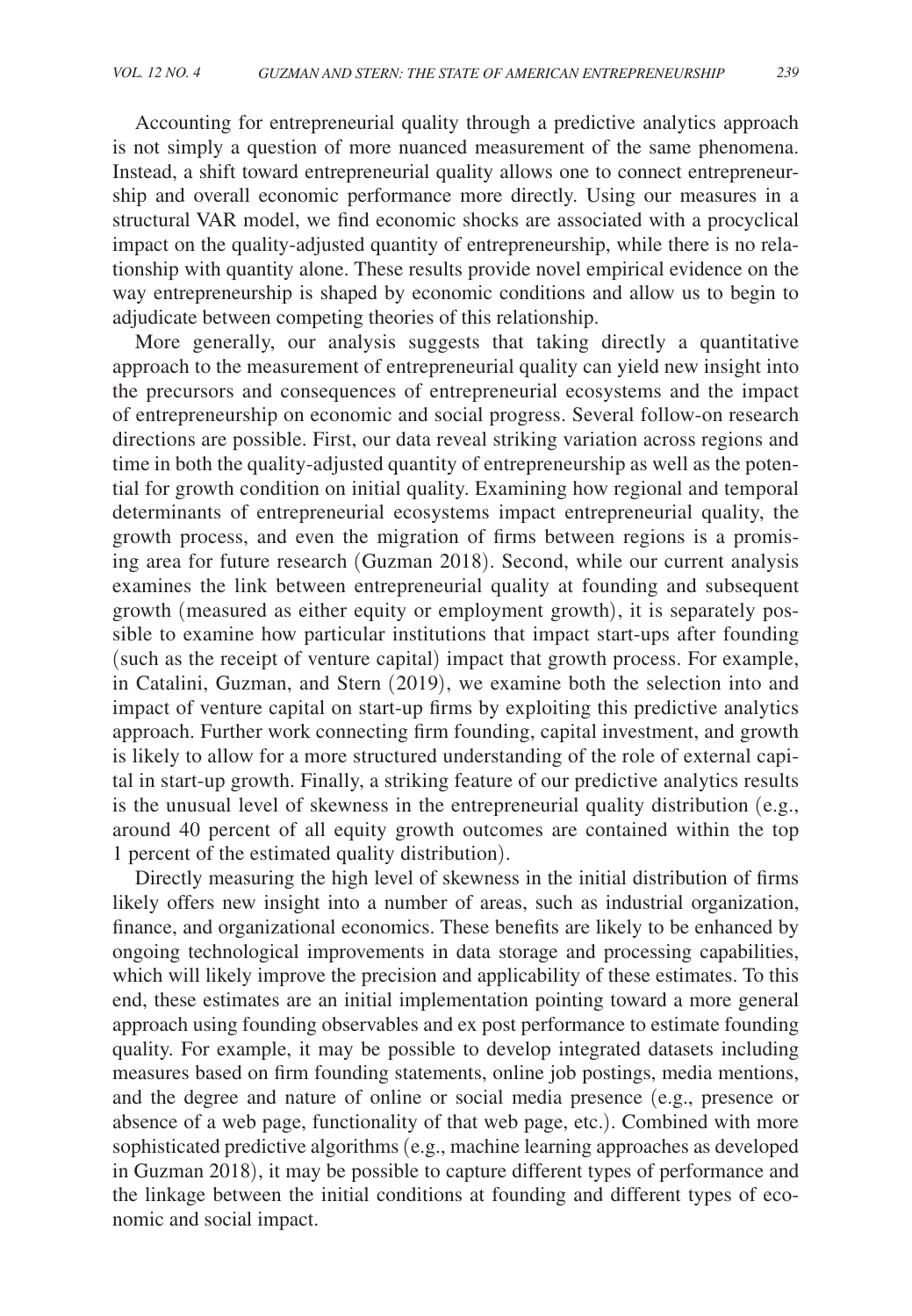Accounting for entrepreneurial quality through a predictive analytics approach is not simply a question of more nuanced measurement of the same phenomena. Instead, a shift toward entrepreneurial quality allows one to connect entrepreneurship and overall economic performance more directly. Using our measures in a structural VAR model, we find economic shocks are associated with a procyclical impact on the quality-adjusted quantity of entrepreneurship, while there is no relationship with quantity alone. These results provide novel empirical evidence on the way entrepreneurship is shaped by economic conditions and allow us to begin to adjudicate between competing theories of this relationship.

More generally, our analysis suggests that taking directly a quantitative approach to the measurement of entrepreneurial quality can yield new insight into the precursors and consequences of entrepreneurial ecosystems and the impact of entrepreneurship on economic and social progress. Several follow-on research directions are possible. First, our data reveal striking variation across regions and time in both the quality-adjusted quantity of entrepreneurship as well as the potential for growth condition on initial quality. Examining how regional and temporal determinants of entrepreneurial ecosystems impact entrepreneurial quality, the growth process, and even the migration of firms between regions is a promising area for future research (Guzman 2018). Second, while our current analysis examines the link between entrepreneurial quality at founding and subsequent growth (measured as either equity or employment growth), it is separately possible to examine how particular institutions that impact start-ups after founding (such as the receipt of venture capital) impact that growth process. For example, in Catalini, Guzman, and Stern (2019), we examine both the selection into and impact of venture capital on start-up firms by exploiting this predictive analytics approach. Further work connecting firm founding, capital investment, and growth is likely to allow for a more structured understanding of the role of external capital in start-up growth. Finally, a striking feature of our predictive analytics results is the unusual level of skewness in the entrepreneurial quality distribution (e.g., around 40 percent of all equity growth outcomes are contained within the top 1 percent of the estimated quality distribution).

Directly measuring the high level of skewness in the initial distribution of firms likely offers new insight into a number of areas, such as industrial organization, finance, and organizational economics. These benefits are likely to be enhanced by ongoing technological improvements in data storage and processing capabilities, which will likely improve the precision and applicability of these estimates. To this end, these estimates are an initial implementation pointing toward a more general approach using founding observables and ex post performance to estimate founding quality. For example, it may be possible to develop integrated datasets including measures based on firm founding statements, online job postings, media mentions, and the degree and nature of online or social media presence (e.g., presence or absence of a web page, functionality of that web page, etc.). Combined with more sophisticated predictive algorithms (e.g., machine learning approaches as developed in Guzman 2018), it may be possible to capture different types of performance and the linkage between the initial conditions at founding and different types of economic and social impact.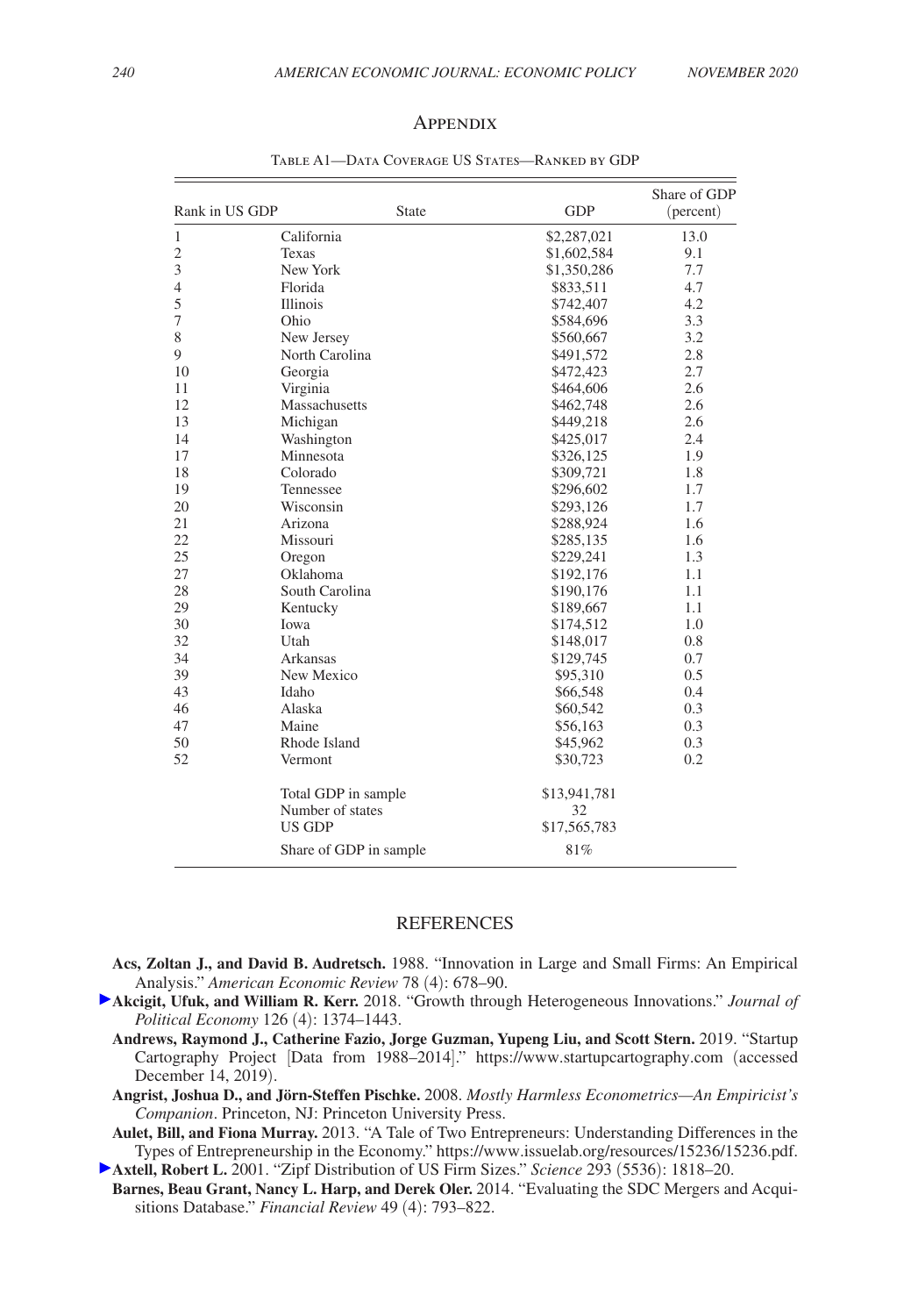## Appendix

Table A1—Data Coverage US States—Ranked by GDP

| Rank in US GDP | State | GDP | Share of GDP (percent) |
|---|---|---|---|
| 1 | California | $2,287,021 | 13.0 |
| 2 | Texas | $1,602,584 | 9.1 |
| 3 | New York | $1,350,286 | 7.7 |
| 4 | Florida | $833,511 | 4.7 |
| 5 | Illinois | $742,407 | 4.2 |
| 7 | Ohio | $584,696 | 3.3 |
| 8 | New Jersey | $560,667 | 3.2 |
| 9 | North Carolina | $491,572 | 2.8 |
| 10 | Georgia | $472,423 | 2.7 |
| 11 | Virginia | $464,606 | 2.6 |
| 12 | Massachusetts | $462,748 | 2.6 |
| 13 | Michigan | $449,218 | 2.6 |
| 14 | Washington | $425,017 | 2.4 |
| 17 | Minnesota | $326,125 | 1.9 |
| 18 | Colorado | $309,721 | 1.8 |
| 19 | Tennessee | $296,602 | 1.7 |
| 20 | Wisconsin | $293,126 | 1.7 |
| 21 | Arizona | $288,924 | 1.6 |
| 22 | Missouri | $285,135 | 1.6 |
| 25 | Oregon | $229,241 | 1.3 |
| 27 | Oklahoma | $192,176 | 1.1 |
| 28 | South Carolina | $190,176 | 1.1 |
| 29 | Kentucky | $189,667 | 1.1 |
| 30 | Iowa | $174,512 | 1.0 |
| 32 | Utah | $148,017 | 0.8 |
| 34 | Arkansas | $129,745 | 0.7 |
| 39 | New Mexico | $95,310 | 0.5 |
| 43 | Idaho | $66,548 | 0.4 |
| 46 | Alaska | $60,542 | 0.3 |
| 47 | Maine | $56,163 | 0.3 |
| 50 | Rhode Island | $45,962 | 0.3 |
| 52 | Vermont | $30,723 | 0.2 |
| | Total GDP in sample | $13,941,781 | |
| | Number of states | 32 | |
| | US GDP | $17,565,783 | |
| | Share of GDP in sample | 81% | |

## References

**Acs, Zoltan J., and David B. Audretsch.** 1988. "Innovation in Large and Small Firms: An Empirical Analysis." *American Economic Review* 78 (4): 678–90.

**Akcigit, Ufuk, and William R. Kerr.** 2018. "Growth through Heterogeneous Innovations." *Journal of Political Economy* 126 (4): 1374–1443.

**Andrews, Raymond J., Catherine Fazio, Jorge Guzman, Yupeng Liu, and Scott Stern.** 2019. "Startup Cartography Project [Data from 1988–2014]." https://www.startupcartography.com (accessed December 14, 2019).

**Angrist, Joshua D., and Jörn-Steffen Pischke.** 2008. *Mostly Harmless Econometrics—An Empiricist's Companion*. Princeton, NJ: Princeton University Press.

**Aulet, Bill, and Fiona Murray.** 2013. "A Tale of Two Entrepreneurs: Understanding Differences in the Types of Entrepreneurship in the Economy." https://www.issuelab.org/resources/15236/15236.pdf.

**Axtell, Robert L.** 2001. "Zipf Distribution of US Firm Sizes." *Science* 293 (5536): 1818–20.

**Barnes, Beau Grant, Nancy L. Harp, and Derek Oler.** 2014. "Evaluating the SDC Mergers and Acquisitions Database." *Financial Review* 49 (4): 793–822.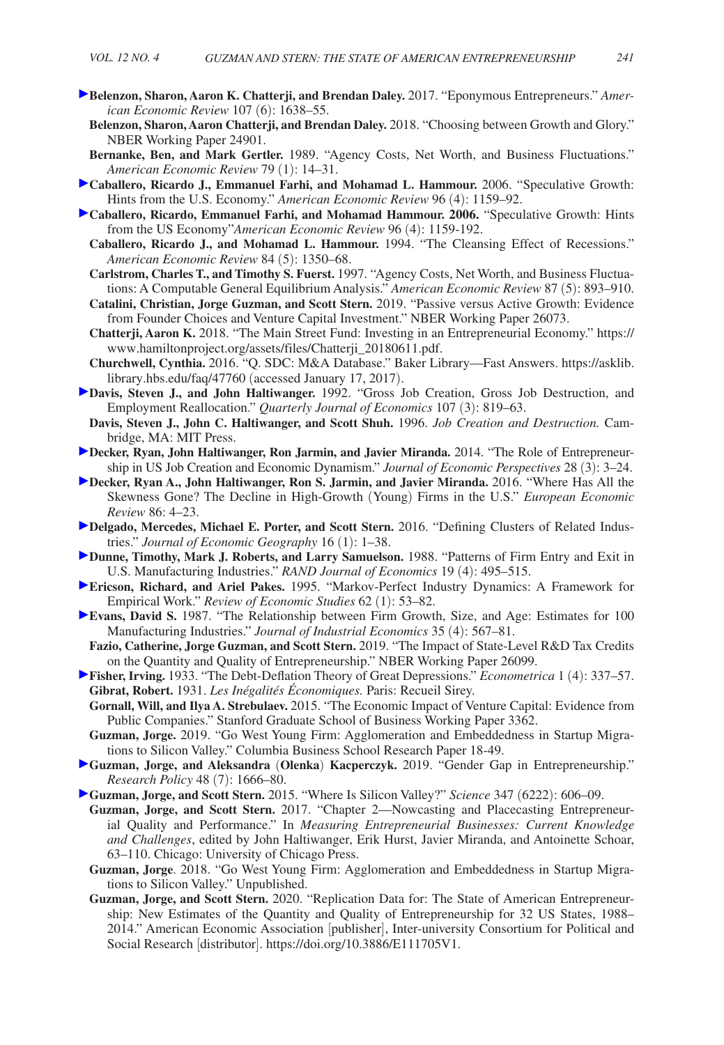**Belenzon, Sharon, Aaron K. Chatterji, and Brendan Daley.** 2017. "Eponymous Entrepreneurs." *American Economic Review* 107 (6): 1638–55.

**Belenzon, Sharon, Aaron Chatterji, and Brendan Daley.** 2018. "Choosing between Growth and Glory." NBER Working Paper 24901.

**Bernanke, Ben, and Mark Gertler.** 1989. "Agency Costs, Net Worth, and Business Fluctuations." *American Economic Review* 79 (1): 14–31.

**Caballero, Ricardo J., Emmanuel Farhi, and Mohamad L. Hammour.** 2006. "Speculative Growth: Hints from the U.S. Economy." *American Economic Review* 96 (4): 1159–92.

**Caballero, Ricardo, Emmanuel Farhi, and Mohamad Hammour. 2006.** "Speculative Growth: Hints from the US Economy"*American Economic Review* 96 (4): 1159-192.

**Caballero, Ricardo J., and Mohamad L. Hammour.** 1994. "The Cleansing Effect of Recessions." *American Economic Review* 84 (5): 1350–68.

**Carlstrom, Charles T., and Timothy S. Fuerst.** 1997. "Agency Costs, Net Worth, and Business Fluctuations: A Computable General Equilibrium Analysis." *American Economic Review* 87 (5): 893–910.

**Catalini, Christian, Jorge Guzman, and Scott Stern.** 2019. "Passive versus Active Growth: Evidence from Founder Choices and Venture Capital Investment." NBER Working Paper 26073.

**Chatterji, Aaron K.** 2018. "The Main Street Fund: Investing in an Entrepreneurial Economy." https://www.hamiltonproject.org/assets/files/Chatterji_20180611.pdf.

**Churchwell, Cynthia.** 2016. "Q. SDC: M&A Database." Baker Library—Fast Answers. https://asklib.library.hbs.edu/faq/47760 (accessed January 17, 2017).

**Davis, Steven J., and John Haltiwanger.** 1992. "Gross Job Creation, Gross Job Destruction, and Employment Reallocation." *Quarterly Journal of Economics* 107 (3): 819–63.

**Davis, Steven J., John C. Haltiwanger, and Scott Shuh.** 1996. *Job Creation and Destruction.* Cambridge, MA: MIT Press.

**Decker, Ryan, John Haltiwanger, Ron Jarmin, and Javier Miranda.** 2014. "The Role of Entrepreneurship in US Job Creation and Economic Dynamism." *Journal of Economic Perspectives* 28 (3): 3–24.

**Decker, Ryan A., John Haltiwanger, Ron S. Jarmin, and Javier Miranda.** 2016. "Where Has All the Skewness Gone? The Decline in High-Growth (Young) Firms in the U.S." *European Economic Review* 86: 4–23.

**Delgado, Mercedes, Michael E. Porter, and Scott Stern.** 2016. "Defining Clusters of Related Industries." *Journal of Economic Geography* 16 (1): 1–38.

**Dunne, Timothy, Mark J. Roberts, and Larry Samuelson.** 1988. "Patterns of Firm Entry and Exit in U.S. Manufacturing Industries." *RAND Journal of Economics* 19 (4): 495–515.

**Ericson, Richard, and Ariel Pakes.** 1995. "Markov-Perfect Industry Dynamics: A Framework for Empirical Work." *Review of Economic Studies* 62 (1): 53–82.

**Evans, David S.** 1987. "The Relationship between Firm Growth, Size, and Age: Estimates for 100 Manufacturing Industries." *Journal of Industrial Economics* 35 (4): 567–81.

**Fazio, Catherine, Jorge Guzman, and Scott Stern.** 2019. "The Impact of State-Level R&D Tax Credits on the Quantity and Quality of Entrepreneurship." NBER Working Paper 26099.

**Fisher, Irving.** 1933. "The Debt-Deflation Theory of Great Depressions." *Econometrica* 1 (4): 337–57.

**Gibrat, Robert.** 1931. *Les Inégalités Économiques.* Paris: Recueil Sirey.

**Gornall, Will, and Ilya A. Strebulaev.** 2015. "The Economic Impact of Venture Capital: Evidence from Public Companies." Stanford Graduate School of Business Working Paper 3362.

**Guzman, Jorge.** 2019. "Go West Young Firm: Agglomeration and Embeddedness in Startup Migrations to Silicon Valley." Columbia Business School Research Paper 18-49.

**Guzman, Jorge, and Aleksandra (Olenka) Kacperczyk.** 2019. "Gender Gap in Entrepreneurship." *Research Policy* 48 (7): 1666–80.

**Guzman, Jorge, and Scott Stern.** 2015. "Where Is Silicon Valley?" *Science* 347 (6222): 606–09.

**Guzman, Jorge, and Scott Stern.** 2017. "Chapter 2—Nowcasting and Placecasting Entrepreneurial Quality and Performance." In *Measuring Entrepreneurial Businesses: Current Knowledge and Challenges*, edited by John Haltiwanger, Erik Hurst, Javier Miranda, and Antoinette Schoar, 63–110. Chicago: University of Chicago Press.

**Guzman, Jorge**. 2018. "Go West Young Firm: Agglomeration and Embeddedness in Startup Migrations to Silicon Valley." Unpublished.

**Guzman, Jorge, and Scott Stern.** 2020. "Replication Data for: The State of American Entrepreneurship: New Estimates of the Quantity and Quality of Entrepreneurship for 32 US States, 1988–2014." American Economic Association [publisher], Inter-university Consortium for Political and Social Research [distributor]. https://doi.org/10.3886/E111705V1.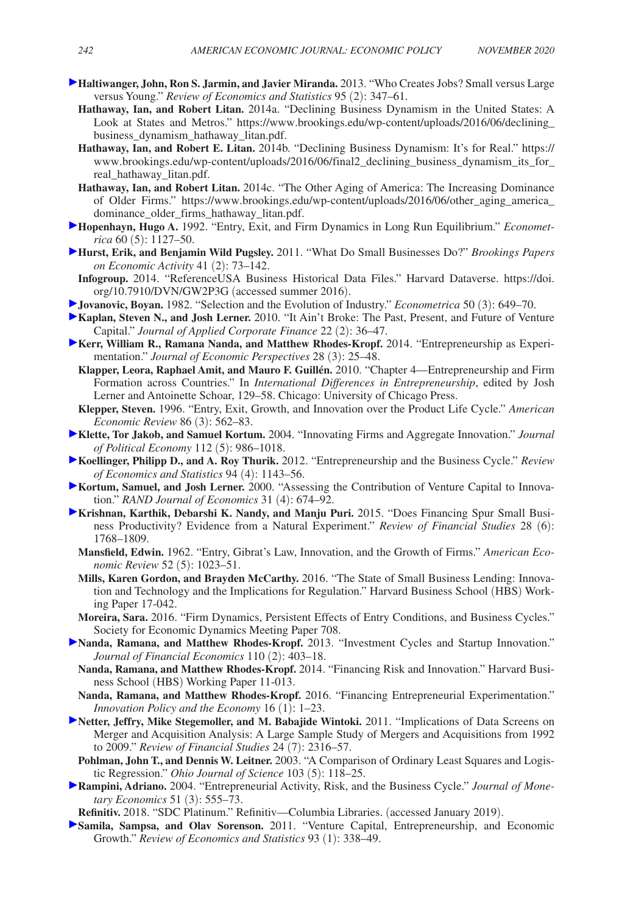**Haltiwanger, John, Ron S. Jarmin, and Javier Miranda.** 2013. "Who Creates Jobs? Small versus Large versus Young." *Review of Economics and Statistics* 95 (2): 347–61.

**Hathaway, Ian, and Robert Litan.** 2014a. "Declining Business Dynamism in the United States: A Look at States and Metros." https://www.brookings.edu/wp-content/uploads/2016/06/declining_business_dynamism_hathaway_litan.pdf.

**Hathaway, Ian, and Robert E. Litan.** 2014b. "Declining Business Dynamism: It's for Real." https://www.brookings.edu/wp-content/uploads/2016/06/final2_declining_business_dynamism_its_for_real_hathaway_litan.pdf.

**Hathaway, Ian, and Robert Litan.** 2014c. "The Other Aging of America: The Increasing Dominance of Older Firms." https://www.brookings.edu/wp-content/uploads/2016/06/other_aging_america_dominance_older_firms_hathaway_litan.pdf.

**Hopenhayn, Hugo A.** 1992. "Entry, Exit, and Firm Dynamics in Long Run Equilibrium." *Econometrica* 60 (5): 1127–50.

**Hurst, Erik, and Benjamin Wild Pugsley.** 2011. "What Do Small Businesses Do?" *Brookings Papers on Economic Activity* 41 (2): 73–142.

**Infogroup.** 2014. "ReferenceUSA Business Historical Data Files." Harvard Dataverse. https://doi.org/10.7910/DVN/GW2P3G (accessed summer 2016).

**Jovanovic, Boyan.** 1982. "Selection and the Evolution of Industry." *Econometrica* 50 (3): 649–70.

**Kaplan, Steven N., and Josh Lerner.** 2010. "It Ain't Broke: The Past, Present, and Future of Venture Capital." *Journal of Applied Corporate Finance* 22 (2): 36–47.

**Kerr, William R., Ramana Nanda, and Matthew Rhodes-Kropf.** 2014. "Entrepreneurship as Experimentation." *Journal of Economic Perspectives* 28 (3): 25–48.

**Klapper, Leora, Raphael Amit, and Mauro F. Guillén.** 2010. "Chapter 4—Entrepreneurship and Firm Formation across Countries." In *International Differences in Entrepreneurship*, edited by Josh Lerner and Antoinette Schoar, 129–58. Chicago: University of Chicago Press.

**Klepper, Steven.** 1996. "Entry, Exit, Growth, and Innovation over the Product Life Cycle." *American Economic Review* 86 (3): 562–83.

**Klette, Tor Jakob, and Samuel Kortum.** 2004. "Innovating Firms and Aggregate Innovation." *Journal of Political Economy* 112 (5): 986–1018.

**Koellinger, Philipp D., and A. Roy Thurik.** 2012. "Entrepreneurship and the Business Cycle." *Review of Economics and Statistics* 94 (4): 1143–56.

**Kortum, Samuel, and Josh Lerner.** 2000. "Assessing the Contribution of Venture Capital to Innovation." *RAND Journal of Economics* 31 (4): 674–92.

**Krishnan, Karthik, Debarshi K. Nandy, and Manju Puri.** 2015. "Does Financing Spur Small Business Productivity? Evidence from a Natural Experiment." *Review of Financial Studies* 28 (6): 1768–1809.

**Mansfield, Edwin.** 1962. "Entry, Gibrat's Law, Innovation, and the Growth of Firms." *American Economic Review* 52 (5): 1023–51.

**Mills, Karen Gordon, and Brayden McCarthy.** 2016. "The State of Small Business Lending: Innovation and Technology and the Implications for Regulation." Harvard Business School (HBS) Working Paper 17-042.

**Moreira, Sara.** 2016. "Firm Dynamics, Persistent Effects of Entry Conditions, and Business Cycles." Society for Economic Dynamics Meeting Paper 708.

**Nanda, Ramana, and Matthew Rhodes-Kropf.** 2013. "Investment Cycles and Startup Innovation." *Journal of Financial Economics* 110 (2): 403–18.

**Nanda, Ramana, and Matthew Rhodes-Kropf.** 2014. "Financing Risk and Innovation." Harvard Business School (HBS) Working Paper 11-013.

**Nanda, Ramana, and Matthew Rhodes-Kropf.** 2016. "Financing Entrepreneurial Experimentation." *Innovation Policy and the Economy* 16 (1): 1–23.

**Netter, Jeffry, Mike Stegemoller, and M. Babajide Wintoki.** 2011. "Implications of Data Screens on Merger and Acquisition Analysis: A Large Sample Study of Mergers and Acquisitions from 1992 to 2009." *Review of Financial Studies* 24 (7): 2316–57.

**Pohlman, John T., and Dennis W. Leitner.** 2003. "A Comparison of Ordinary Least Squares and Logistic Regression." *Ohio Journal of Science* 103 (5): 118–25.

**Rampini, Adriano.** 2004. "Entrepreneurial Activity, Risk, and the Business Cycle." *Journal of Monetary Economics* 51 (3): 555–73.

**Refinitiv.** 2018. "SDC Platinum." Refinitiv—Columbia Libraries. (accessed January 2019).

**Samila, Sampsa, and Olav Sorenson.** 2011. "Venture Capital, Entrepreneurship, and Economic Growth." *Review of Economics and Statistics* 93 (1): 338–49.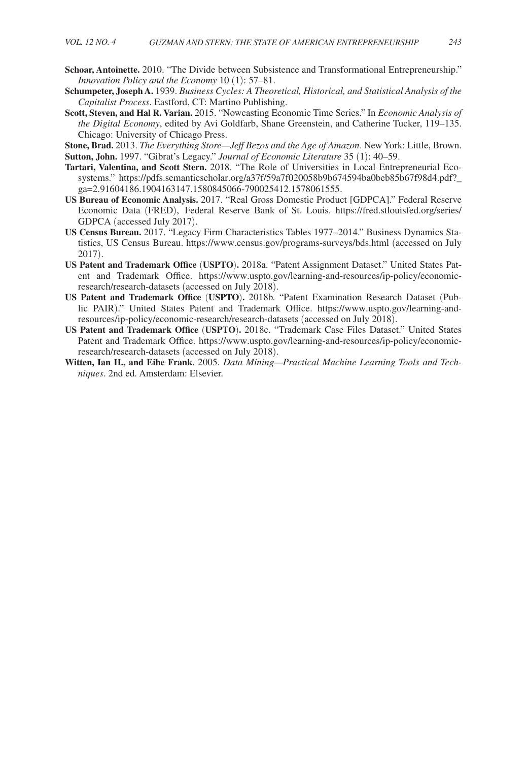**Schoar, Antoinette.** 2010. "The Divide between Subsistence and Transformational Entrepreneurship." *Innovation Policy and the Economy* 10 (1): 57–81.

**Schumpeter, Joseph A.** 1939. *Business Cycles: A Theoretical, Historical, and Statistical Analysis of the Capitalist Process*. Eastford, CT: Martino Publishing.

**Scott, Steven, and Hal R. Varian.** 2015. "Nowcasting Economic Time Series." In *Economic Analysis of the Digital Economy*, edited by Avi Goldfarb, Shane Greenstein, and Catherine Tucker, 119–135. Chicago: University of Chicago Press.

**Stone, Brad.** 2013. *The Everything Store—Jeff Bezos and the Age of Amazon*. New York: Little, Brown.

**Sutton, John.** 1997. "Gibrat's Legacy." *Journal of Economic Literature* 35 (1): 40–59.

**Tartari, Valentina, and Scott Stern.** 2018. "The Role of Universities in Local Entrepreneurial Ecosystems." https://pdfs.semanticscholar.org/a37f/59a7f020058b9b674594ba0beb85b67f98d4.pdf?_ga=2.91604186.1904163147.1580845066-790025412.1578061555.

**US Bureau of Economic Analysis.** 2017. "Real Gross Domestic Product [GDPCA]." Federal Reserve Economic Data (FRED), Federal Reserve Bank of St. Louis. https://fred.stlouisfed.org/series/GDPCA (accessed July 2017).

**US Census Bureau.** 2017. "Legacy Firm Characteristics Tables 1977–2014." Business Dynamics Statistics, US Census Bureau. https://www.census.gov/programs-surveys/bds.html (accessed on July 2017).

**US Patent and Trademark Office (USPTO).** 2018a. "Patent Assignment Dataset." United States Patent and Trademark Office. https://www.uspto.gov/learning-and-resources/ip-policy/economic-research/research-datasets (accessed on July 2018).

**US Patent and Trademark Office (USPTO).** 2018b. "Patent Examination Research Dataset (Public PAIR)." United States Patent and Trademark Office. https://www.uspto.gov/learning-and-resources/ip-policy/economic-research/research-datasets (accessed on July 2018).

**US Patent and Trademark Office (USPTO).** 2018c. "Trademark Case Files Dataset." United States Patent and Trademark Office. https://www.uspto.gov/learning-and-resources/ip-policy/economic-research/research-datasets (accessed on July 2018).

**Witten, Ian H., and Eibe Frank.** 2005. *Data Mining—Practical Machine Learning Tools and Techniques*. 2nd ed. Amsterdam: Elsevier.